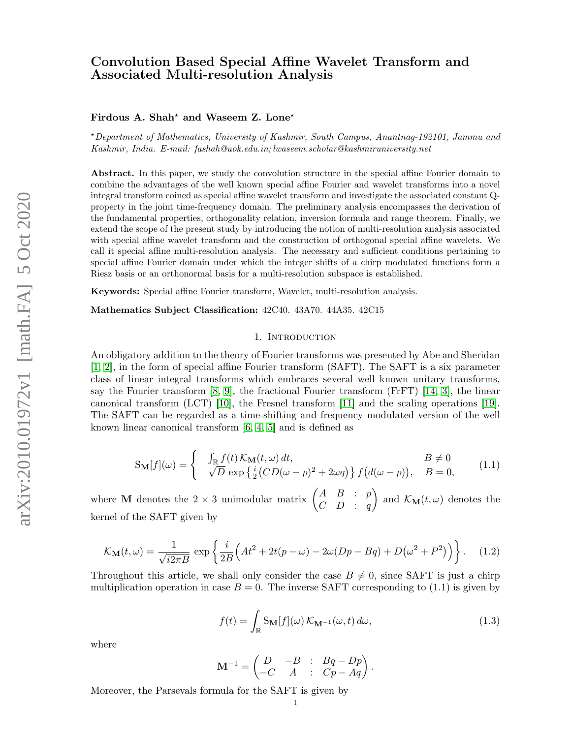# Convolution Based Special Affine Wavelet Transform and Associated Multi-resolution Analysis

**Firdous A. Shah⋆ and Waseem Z. Lone⋆**

⋆*Department of Mathematics, University of Kashmir, South Campus, Anantnag-192101, Jammu and Kashmir, India. E-mail: fashah@uok.edu.in; lwaseem.scholar@kashmiruniversity.net*

**Abstract.** In this paper, we study the convolution structure in the special affine Fourier domain to combine the advantages of the well known special affine Fourier and wavelet transforms into a novel integral transform coined as special affine wavelet transform and investigate the associated constant Q-property in the joint time-frequency domain. The preliminary analysis encompasses the derivation of the fundamental properties, orthogonality relation, inversion formula and range theorem. Finally, we extend the scope of the present study by introducing the notion of multi-resolution analysis associated with special affine wavelet transform and the construction of orthogonal special affine wavelets. We call it special affine multi-resolution analysis. The necessary and sufficient conditions pertaining to special affine Fourier domain under which the integer shifts of a chirp modulated functions form a Riesz basis or an orthonormal basis for a multi-resolution subspace is established.

**Keywords:** Special affine Fourier transform, Wavelet, multi-resolution analysis.

**Mathematics Subject Classification:** 42C40. 43A70. 44A35. 42C15

## 1. Introduction

An obligatory addition to the theory of Fourier transforms was presented by Abe and Sheridan [1, 2], in the form of special affine Fourier transform (SAFT). The SAFT is a six parameter class of linear integral transforms which embraces several well known unitary transforms, say the Fourier transform [8, 9], the fractional Fourier transform (FrFT) [14, 3], the linear canonical transform (LCT) [10], the Fresnel transform [11] and the scaling operations [19]. The SAFT can be regarded as a time-shifting and frequency modulated version of the well known linear canonical transform [6, 4, 5] and is defined as

$$
\mathrm{S}_{\mathbf{M}}[f](\omega)=\begin{cases} \int_{\mathbb{R}} f(t)\,\mathcal{K}_{\mathbf{M}}(t,\omega)\,dt, & B\neq 0\\ \sqrt{D}\,\exp\left\{\frac{i}{2}\big(CD(\omega-p)^2+2\omega q\big)\right\} f\big(d(\omega-p)\big), & B=0, \end{cases} \tag{1.1}
$$

where $\mathbf{M}$ denotes the $2\times 3$ unimodular matrix $\begin{pmatrix} A & B & : & p\\ C & D & : & q\end{pmatrix}$ and $\mathcal{K}_{\mathbf{M}}(t,\omega)$ denotes the kernel of the SAFT given by

$$
\mathcal{K}_{\mathbf{M}}(t,\omega)=\frac{1}{\sqrt{i2\pi B}}\,\exp\left\{\frac{i}{2B}\Big(At^2+2t(p-\omega)-2\omega(Dp-Bq)+D\big(\omega^2+P^2\big)\Big)\right\}. \tag{1.2}
$$

Throughout this article, we shall only consider the case $B\neq 0$, since SAFT is just a chirp multiplication operation in case $B=0$. The inverse SAFT corresponding to (1.1) is given by

$$
f(t)=\int_{\mathbb{R}} \mathrm{S}_{\mathbf{M}}[f](\omega)\,\mathcal{K}_{\mathbf{M}^{-1}}(\omega,t)\,d\omega, \tag{1.3}
$$

where

$$
\mathbf{M}^{-1}=\begin{pmatrix} D & -B & : & Bq-Dp\\ -C & A & : & Cp-Aq\end{pmatrix}.
$$

Moreover, the Parsevals formula for the SAFT is given by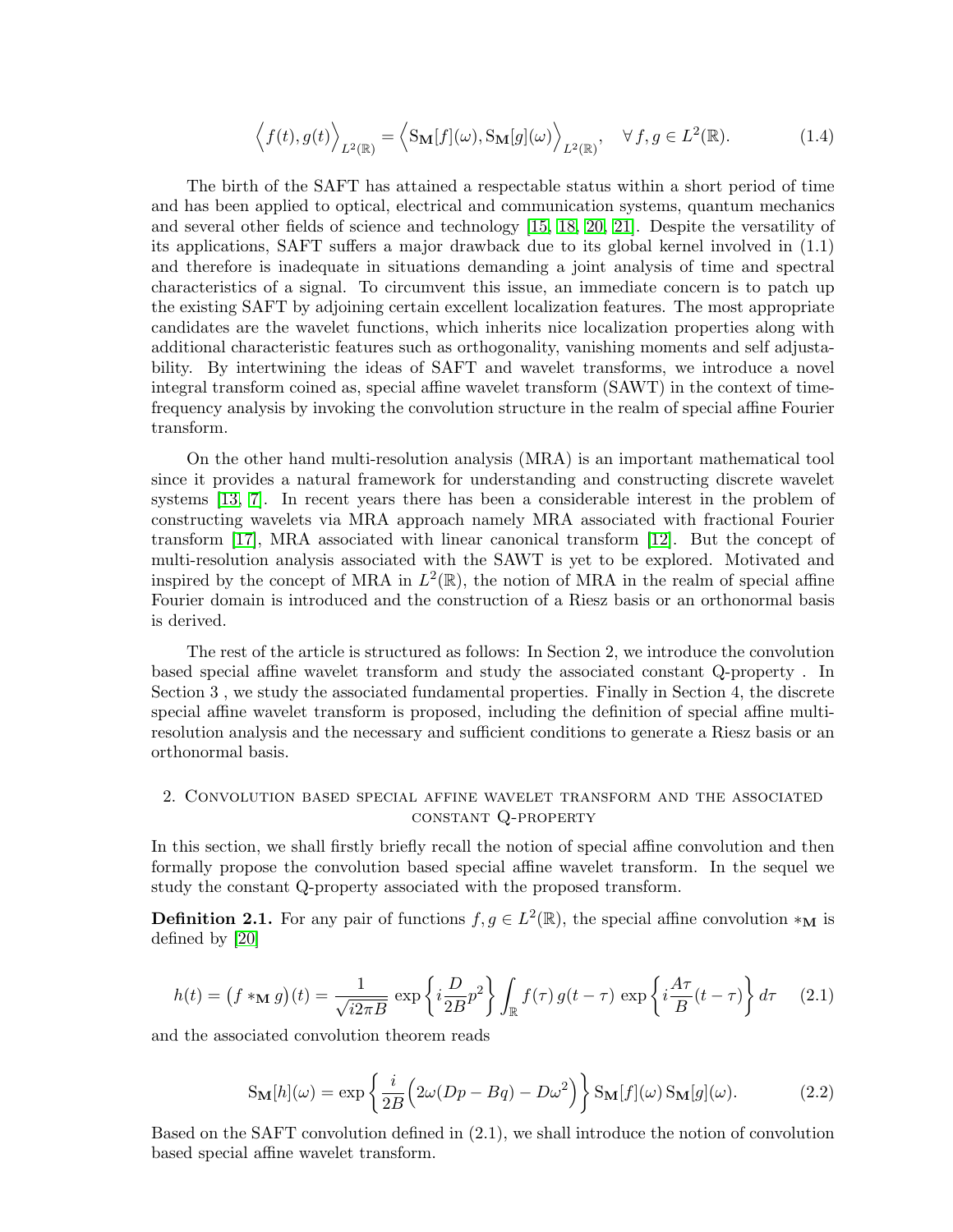$$
\Big\langle f(t), g(t) \Big\rangle_{L^2(\mathbb{R})} = \Big\langle \mathrm{S}_{\mathbf{M}}[f](\omega), \mathrm{S}_{\mathbf{M}}[g](\omega) \Big\rangle_{L^2(\mathbb{R})}, \quad \forall\, f, g \in L^2(\mathbb{R}). \tag{1.4}
$$

The birth of the SAFT has attained a respectable status within a short period of time and has been applied to optical, electrical and communication systems, quantum mechanics and several other fields of science and technology [15, 18, 20, 21]. Despite the versatility of its applications, SAFT suffers a major drawback due to its global kernel involved in (1.1) and therefore is inadequate in situations demanding a joint analysis of time and spectral characteristics of a signal. To circumvent this issue, an immediate concern is to patch up the existing SAFT by adjoining certain excellent localization features. The most appropriate candidates are the wavelet functions, which inherits nice localization properties along with additional characteristic features such as orthogonality, vanishing moments and self adjustability. By intertwining the ideas of SAFT and wavelet transforms, we introduce a novel integral transform coined as, special affine wavelet transform (SAWT) in the context of time-frequency analysis by invoking the convolution structure in the realm of special affine Fourier transform.

On the other hand multi-resolution analysis (MRA) is an important mathematical tool since it provides a natural framework for understanding and constructing discrete wavelet systems [13, 7]. In recent years there has been a considerable interest in the problem of constructing wavelets via MRA approach namely MRA associated with fractional Fourier transform [17], MRA associated with linear canonical transform [12]. But the concept of multi-resolution analysis associated with the SAWT is yet to be explored. Motivated and inspired by the concept of MRA in $L^2(\mathbb{R})$, the notion of MRA in the realm of special affine Fourier domain is introduced and the construction of a Riesz basis or an orthonormal basis is derived.

The rest of the article is structured as follows: In Section 2, we introduce the convolution based special affine wavelet transform and study the associated constant Q-property . In Section 3 , we study the associated fundamental properties. Finally in Section 4, the discrete special affine wavelet transform is proposed, including the definition of special affine multi-resolution analysis and the necessary and sufficient conditions to generate a Riesz basis or an orthonormal basis.

## 2. Convolution based special affine wavelet transform and the associated constant Q-property

In this section, we shall firstly briefly recall the notion of special affine convolution and then formally propose the convolution based special affine wavelet transform. In the sequel we study the constant Q-property associated with the proposed transform.

**Definition 2.1.** For any pair of functions $f, g \in L^2(\mathbb{R})$, the special affine convolution $*_{\mathbf{M}}$ is defined by [20]

$$
h(t) = \big(f *_{\mathbf{M}} g\big)(t) = \frac{1}{\sqrt{i2\pi B}}\, \exp\left\{ i\frac{D}{2B}p^2 \right\} \int_{\mathbb{R}} f(\tau)\, g(t-\tau)\, \exp\left\{ i\frac{A\tau}{B}(t-\tau) \right\} d\tau \tag{2.1}
$$

and the associated convolution theorem reads

$$
\mathrm{S}_{\mathbf{M}}[h](\omega) = \exp\left\{ \frac{i}{2B}\Big( 2\omega(Dp - Bq) - D\omega^2 \Big) \right\} \mathrm{S}_{\mathbf{M}}[f](\omega)\, \mathrm{S}_{\mathbf{M}}[g](\omega). \tag{2.2}
$$

Based on the SAFT convolution defined in (2.1), we shall introduce the notion of convolution based special affine wavelet transform.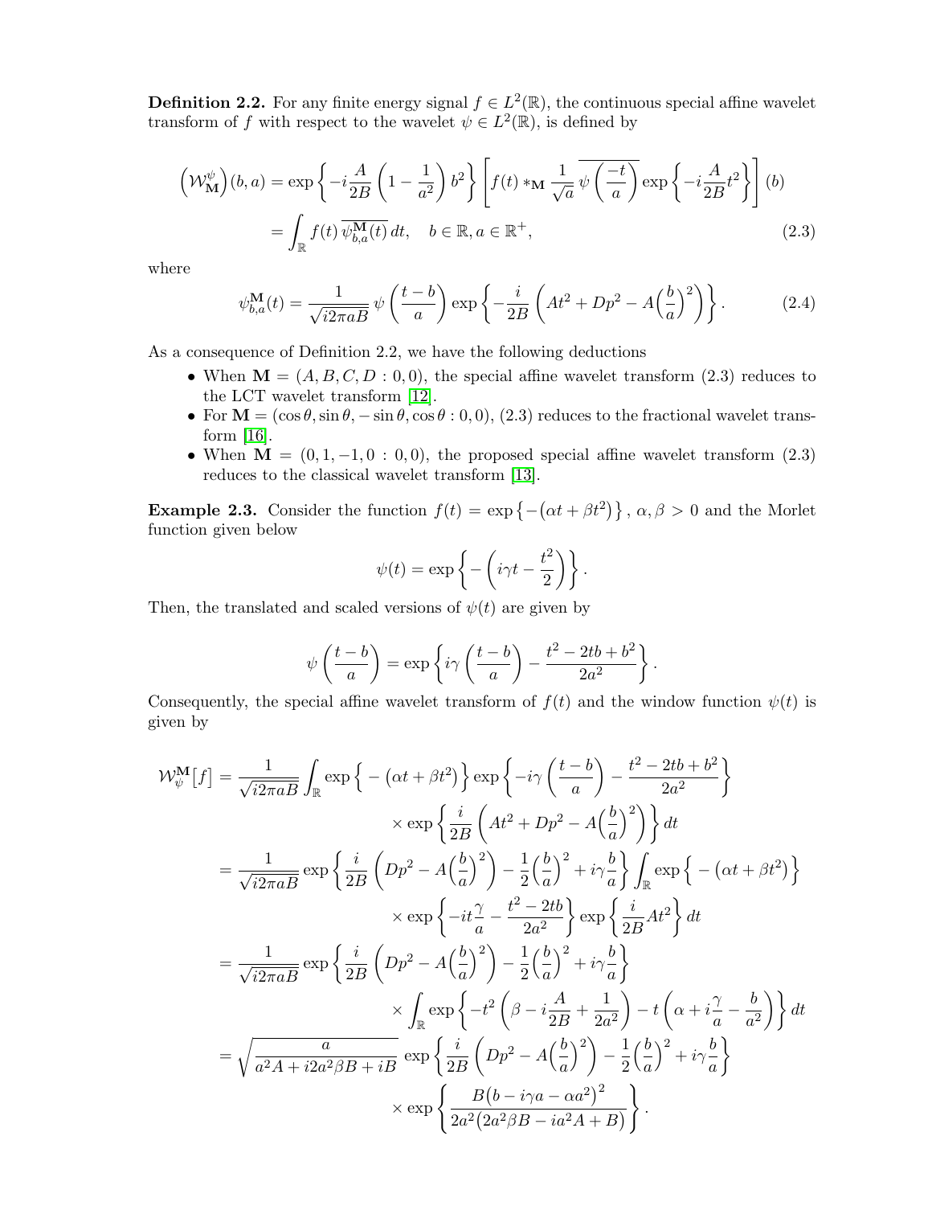**Definition 2.2.** For any finite energy signal $f \in L^2(\mathbb{R})$, the continuous special affine wavelet transform of $f$ with respect to the wavelet $\psi \in L^2(\mathbb{R})$, is defined by

$$
\begin{aligned}
\left(\mathcal{W}_{\mathbf{M}}^{\psi}\right)(b,a) &= \exp\left\{-i\frac{A}{2B}\left(1-\frac{1}{a^2}\right)b^2\right\}\left[f(t) *_{\mathbf{M}} \frac{1}{\sqrt{a}}\,\overline{\psi\left(\frac{-t}{a}\right)}\exp\left\{-i\frac{A}{2B}t^2\right\}\right](b) \\
&= \int_{\mathbb{R}} f(t)\,\overline{\psi_{b,a}^{\mathbf{M}}(t)}\,dt, \quad b \in \mathbb{R}, a \in \mathbb{R}^+, \qquad (2.3)
\end{aligned}
$$

where

$$
\psi_{b,a}^{\mathbf{M}}(t) = \frac{1}{\sqrt{i2\pi aB}}\,\psi\left(\frac{t-b}{a}\right)\exp\left\{-\frac{i}{2B}\left(At^2 + Dp^2 - A\Big(\frac{b}{a}\Big)^2\right)\right\}. \qquad (2.4)
$$

As a consequence of Definition 2.2, we have the following deductions

- When $\mathbf{M} = (A, B, C, D : 0, 0)$, the special affine wavelet transform (2.3) reduces to the LCT wavelet transform [12].
- For $\mathbf{M} = (\cos\theta, \sin\theta, -\sin\theta, \cos\theta : 0, 0)$, (2.3) reduces to the fractional wavelet transform [16].
- When $\mathbf{M} = (0, 1, -1, 0 : 0, 0)$, the proposed special affine wavelet transform (2.3) reduces to the classical wavelet transform [13].

**Example 2.3.** Consider the function $f(t) = \exp\left\{-\left(\alpha t + \beta t^2\right)\right\}$, $\alpha, \beta > 0$ and the Morlet function given below

$$
\psi(t) = \exp\left\{-\left(i\gamma t - \frac{t^2}{2}\right)\right\}.
$$

Then, the translated and scaled versions of $\psi(t)$ are given by

$$
\psi\left(\frac{t-b}{a}\right) = \exp\left\{i\gamma\left(\frac{t-b}{a}\right) - \frac{t^2 - 2tb + b^2}{2a^2}\right\}.
$$

Consequently, the special affine wavelet transform of $f(t)$ and the window function $\psi(t)$ is given by

$$
\begin{aligned}
\mathcal{W}_{\psi}^{\mathbf{M}}[f] &= \frac{1}{\sqrt{i2\pi aB}}\int_{\mathbb{R}} \exp\Big\{-\left(\alpha t + \beta t^2\right)\Big\}\exp\left\{-i\gamma\left(\frac{t-b}{a}\right) - \frac{t^2-2tb+b^2}{2a^2}\right\} \\
&\qquad\qquad \times \exp\left\{\frac{i}{2B}\left(At^2 + Dp^2 - A\Big(\frac{b}{a}\Big)^2\right)\right\}dt \\
&= \frac{1}{\sqrt{i2\pi aB}}\exp\left\{\frac{i}{2B}\left(Dp^2 - A\Big(\frac{b}{a}\Big)^2\right) - \frac{1}{2}\Big(\frac{b}{a}\Big)^2 + i\gamma\frac{b}{a}\right\}\int_{\mathbb{R}}\exp\Big\{-\left(\alpha t + \beta t^2\right)\Big\} \\
&\qquad\qquad \times \exp\left\{-it\frac{\gamma}{a} - \frac{t^2 - 2tb}{2a^2}\right\}\exp\left\{\frac{i}{2B}At^2\right\}dt \\
&= \frac{1}{\sqrt{i2\pi aB}}\exp\left\{\frac{i}{2B}\left(Dp^2 - A\Big(\frac{b}{a}\Big)^2\right) - \frac{1}{2}\Big(\frac{b}{a}\Big)^2 + i\gamma\frac{b}{a}\right\} \\
&\qquad\qquad \times \int_{\mathbb{R}}\exp\left\{-t^2\left(\beta - i\frac{A}{2B} + \frac{1}{2a^2}\right) - t\left(\alpha + i\frac{\gamma}{a} - \frac{b}{a^2}\right)\right\}dt \\
&= \sqrt{\frac{a}{a^2A + i2a^2\beta B + iB}}\,\exp\left\{\frac{i}{2B}\left(Dp^2 - A\Big(\frac{b}{a}\Big)^2\right) - \frac{1}{2}\Big(\frac{b}{a}\Big)^2 + i\gamma\frac{b}{a}\right\} \\
&\qquad\qquad \times \exp\left\{\frac{B\big(b - i\gamma a - \alpha a^2\big)^2}{2a^2\big(2a^2\beta B - ia^2A + B\big)}\right\}.
\end{aligned}
$$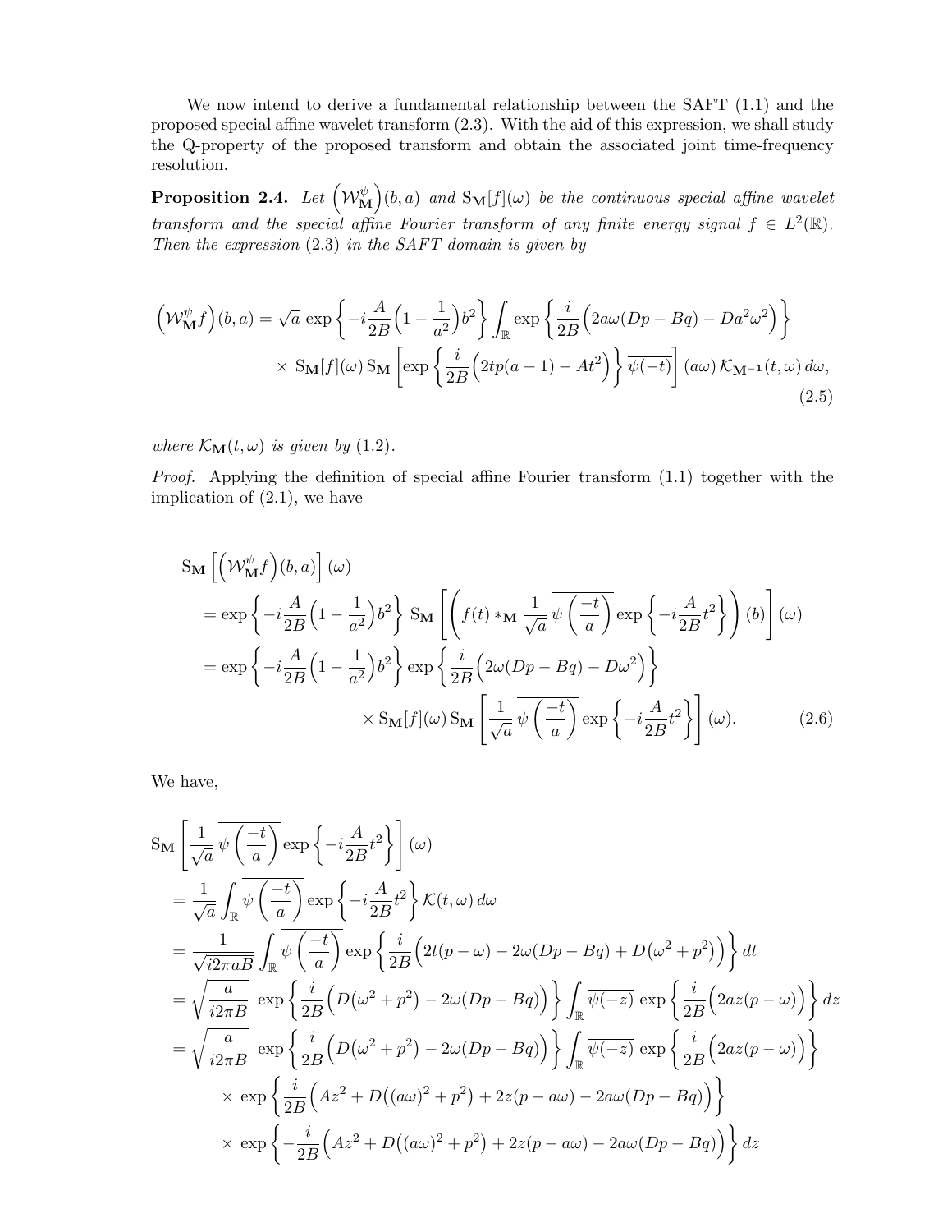We now intend to derive a fundamental relationship between the SAFT (1.1) and the proposed special affine wavelet transform (2.3). With the aid of this expression, we shall study the Q-property of the proposed transform and obtain the associated joint time-frequency resolution.

**Proposition 2.4.** *Let* $\left(\mathcal{W}_{\mathbf{M}}^{\psi}\right)(b,a)$ *and* $\mathrm{S}_{\mathbf{M}}[f](\omega)$ *be the continuous special affine wavelet transform and the special affine Fourier transform of any finite energy signal* $f \in L^2(\mathbb{R})$*. Then the expression (2.3) in the SAFT domain is given by*

$$
\begin{aligned}
\left(\mathcal{W}_{\mathbf{M}}^{\psi} f\right)(b,a) = \sqrt{a}\, \exp\left\{-i\frac{A}{2B}\Big(1-\frac{1}{a^2}\Big)b^2\right\} \int_{\mathbb{R}} \exp\left\{\frac{i}{2B}\Big(2a\omega(Dp-Bq) - Da^2\omega^2\Big)\right\} \\
\times\, \mathrm{S}_{\mathbf{M}}[f](\omega)\, \mathrm{S}_{\mathbf{M}}\left[\exp\left\{\frac{i}{2B}\Big(2tp(a-1) - At^2\Big)\right\} \overline{\psi(-t)}\right](a\omega)\, \mathcal{K}_{\mathbf{M}^{-1}}(t,\omega)\, d\omega,
\end{aligned}
\tag{2.5}
$$

*where* $\mathcal{K}_{\mathbf{M}}(t,\omega)$ *is given by (1.2).*

*Proof.* Applying the definition of special affine Fourier transform (1.1) together with the implication of (2.1), we have

$$
\begin{aligned}
&\mathrm{S}_{\mathbf{M}}\left[\left(\mathcal{W}_{\mathbf{M}}^{\psi} f\right)(b,a)\right](\omega) \\
&= \exp\left\{-i\frac{A}{2B}\Big(1-\frac{1}{a^2}\Big)b^2\right\} \mathrm{S}_{\mathbf{M}}\left[\left(f(t) *_{\mathbf{M}} \frac{1}{\sqrt{a}}\, \overline{\psi\left(\frac{-t}{a}\right)} \exp\left\{-i\frac{A}{2B}t^2\right\}\right)(b)\right](\omega) \\
&= \exp\left\{-i\frac{A}{2B}\Big(1-\frac{1}{a^2}\Big)b^2\right\} \exp\left\{\frac{i}{2B}\Big(2\omega(Dp-Bq) - D\omega^2\Big)\right\} \\
&\qquad\qquad \times\, \mathrm{S}_{\mathbf{M}}[f](\omega)\, \mathrm{S}_{\mathbf{M}}\left[\frac{1}{\sqrt{a}}\, \overline{\psi\left(\frac{-t}{a}\right)} \exp\left\{-i\frac{A}{2B}t^2\right\}\right](\omega).
\end{aligned}
\tag{2.6}
$$

We have,

$$
\begin{aligned}
&\mathrm{S}_{\mathbf{M}}\left[\frac{1}{\sqrt{a}}\, \overline{\psi\left(\frac{-t}{a}\right)} \exp\left\{-i\frac{A}{2B}t^2\right\}\right](\omega) \\
&= \frac{1}{\sqrt{a}} \int_{\mathbb{R}} \overline{\psi\left(\frac{-t}{a}\right)} \exp\left\{-i\frac{A}{2B}t^2\right\} \mathcal{K}(t,\omega)\, d\omega \\
&= \frac{1}{\sqrt{i2\pi aB}} \int_{\mathbb{R}} \overline{\psi\left(\frac{-t}{a}\right)} \exp\left\{\frac{i}{2B}\Big(2t(p-\omega) - 2\omega(Dp-Bq) + D\big(\omega^2+p^2\big)\Big)\right\} dt \\
&= \sqrt{\frac{a}{i2\pi B}}\, \exp\left\{\frac{i}{2B}\Big(D\big(\omega^2+p^2\big) - 2\omega(Dp-Bq)\Big)\right\} \int_{\mathbb{R}} \overline{\psi(-z)}\, \exp\left\{\frac{i}{2B}\Big(2az(p-\omega)\Big)\right\} dz \\
&= \sqrt{\frac{a}{i2\pi B}}\, \exp\left\{\frac{i}{2B}\Big(D\big(\omega^2+p^2\big) - 2\omega(Dp-Bq)\Big)\right\} \int_{\mathbb{R}} \overline{\psi(-z)}\, \exp\left\{\frac{i}{2B}\Big(2az(p-\omega)\Big)\right\} \\
&\qquad \times\, \exp\left\{\frac{i}{2B}\Big(Az^2 + D\big((a\omega)^2+p^2\big) + 2z(p-a\omega) - 2a\omega(Dp-Bq)\Big)\right\} \\
&\qquad \times\, \exp\left\{-\frac{i}{2B}\Big(Az^2 + D\big((a\omega)^2+p^2\big) + 2z(p-a\omega) - 2a\omega(Dp-Bq)\Big)\right\} dz
\end{aligned}
$$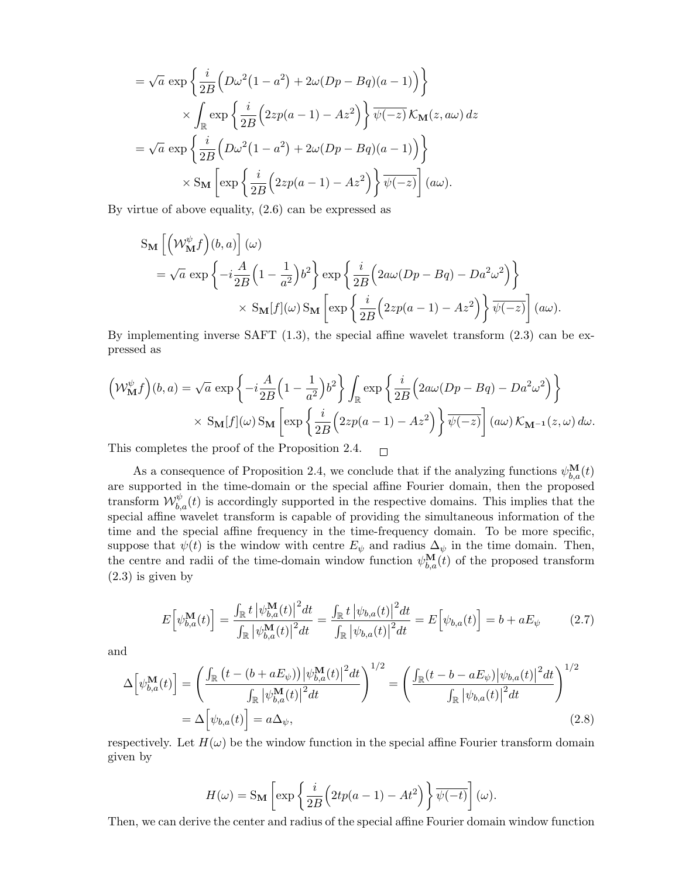$$
\begin{aligned}
&= \sqrt{a}\, \exp\left\{ \frac{i}{2B}\Big( D\omega^2(1-a^2) + 2\omega(Dp - Bq)(a-1) \Big) \right\} \\
&\qquad \times \int_{\mathbb{R}} \exp\left\{ \frac{i}{2B}\Big( 2zp(a-1) - Az^2 \Big) \right\} \overline{\psi(-z)}\, \mathcal{K}_{\mathbf{M}}(z, a\omega)\, dz \\
&= \sqrt{a}\, \exp\left\{ \frac{i}{2B}\Big( D\omega^2(1-a^2) + 2\omega(Dp - Bq)(a-1) \Big) \right\} \\
&\qquad \times \mathrm{S}_{\mathbf{M}} \left[ \exp\left\{ \frac{i}{2B}\Big( 2zp(a-1) - Az^2 \Big) \right\} \overline{\psi(-z)} \right](a\omega).
\end{aligned}
$$

By virtue of above equality, (2.6) can be expressed as

$$
\begin{aligned}
&\mathrm{S}_{\mathbf{M}} \left[ \left( \mathcal{W}_{\mathbf{M}}^{\psi} f \right)(b,a) \right](\omega) \\
&\quad = \sqrt{a}\, \exp\left\{ -i\frac{A}{2B}\Big(1 - \frac{1}{a^2}\Big) b^2 \right\} \exp\left\{ \frac{i}{2B}\Big( 2a\omega(Dp - Bq) - Da^2\omega^2 \Big) \right\} \\
&\qquad\qquad \times \mathrm{S}_{\mathbf{M}}[f](\omega)\, \mathrm{S}_{\mathbf{M}} \left[ \exp\left\{ \frac{i}{2B}\Big( 2zp(a-1) - Az^2 \Big) \right\} \overline{\psi(-z)} \right](a\omega).
\end{aligned}
$$

By implementing inverse SAFT (1.3), the special affine wavelet transform (2.3) can be expressed as

$$
\begin{aligned}
\left( \mathcal{W}_{\mathbf{M}}^{\psi} f \right)(b,a) &= \sqrt{a}\, \exp\left\{ -i\frac{A}{2B}\Big(1 - \frac{1}{a^2}\Big) b^2 \right\} \int_{\mathbb{R}} \exp\left\{ \frac{i}{2B}\Big( 2a\omega(Dp - Bq) - Da^2\omega^2 \Big) \right\} \\
&\qquad \times \mathrm{S}_{\mathbf{M}}[f](\omega)\, \mathrm{S}_{\mathbf{M}} \left[ \exp\left\{ \frac{i}{2B}\Big( 2zp(a-1) - Az^2 \Big) \right\} \overline{\psi(-z)} \right](a\omega)\, \mathcal{K}_{\mathbf{M}^{-1}}(z, \omega)\, d\omega.
\end{aligned}
$$

This completes the proof of the Proposition 2.4. $\square$

As a consequence of Proposition 2.4, we conclude that if the analyzing functions $\psi_{b,a}^{\mathbf{M}}(t)$ are supported in the time-domain or the special affine Fourier domain, then the proposed transform $\mathcal{W}_{b,a}^{\psi}(t)$ is accordingly supported in the respective domains. This implies that the special affine wavelet transform is capable of providing the simultaneous information of the time and the special affine frequency in the time-frequency domain. To be more specific, suppose that $\psi(t)$ is the window with centre $E_\psi$ and radius $\Delta_\psi$ in the time domain. Then, the centre and radii of the time-domain window function $\psi_{b,a}^{\mathbf{M}}(t)$ of the proposed transform (2.3) is given by

$$
E\Big[\psi_{b,a}^{\mathbf{M}}(t)\Big] = \frac{\int_{\mathbb{R}} t \left|\psi_{b,a}^{\mathbf{M}}(t)\right|^2 dt}{\int_{\mathbb{R}} \left|\psi_{b,a}^{\mathbf{M}}(t)\right|^2 dt} = \frac{\int_{\mathbb{R}} t \left|\psi_{b,a}(t)\right|^2 dt}{\int_{\mathbb{R}} \left|\psi_{b,a}(t)\right|^2 dt} = E\Big[\psi_{b,a}(t)\Big] = b + aE_\psi \tag{2.7}
$$

and

$$
\begin{aligned}
\Delta\Big[\psi_{b,a}^{\mathbf{M}}(t)\Big] &= \left( \frac{\int_{\mathbb{R}} \big(t - (b + aE_\psi)\big) \left|\psi_{b,a}^{\mathbf{M}}(t)\right|^2 dt}{\int_{\mathbb{R}} \left|\psi_{b,a}^{\mathbf{M}}(t)\right|^2 dt} \right)^{1/2} = \left( \frac{\int_{\mathbb{R}} (t - b - aE_\psi) \left|\psi_{b,a}(t)\right|^2 dt}{\int_{\mathbb{R}} \left|\psi_{b,a}(t)\right|^2 dt} \right)^{1/2} \\
&= \Delta\Big[\psi_{b,a}(t)\Big] = a\Delta_\psi,
\end{aligned} \tag{2.8}
$$

respectively. Let $H(\omega)$ be the window function in the special affine Fourier transform domain given by

$$
H(\omega) = \mathrm{S}_{\mathbf{M}} \left[ \exp\left\{ \frac{i}{2B}\Big( 2tp(a-1) - At^2 \Big) \right\} \overline{\psi(-t)} \right](\omega).
$$

Then, we can derive the center and radius of the special affine Fourier domain window function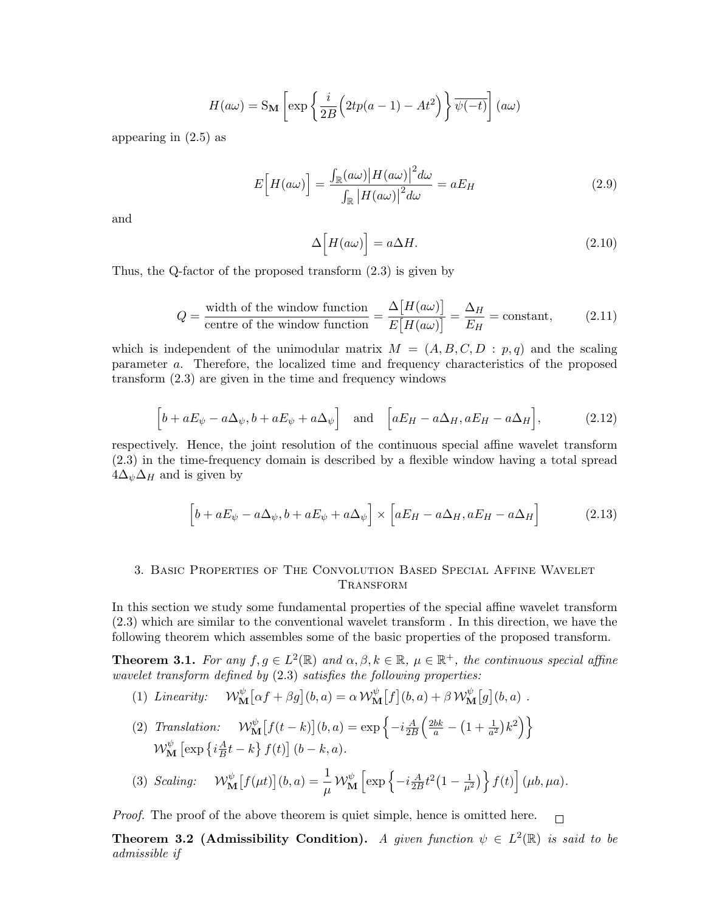$$H(a\omega) = \mathrm{S}_{\mathbf{M}}\left[\exp\left\{\frac{i}{2B}\Big(2tp(a-1) - At^2\Big)\right\}\overline{\psi(-t)}\right](a\omega)$$

appearing in (2.5) as

$$E\Big[H(a\omega)\Big] = \frac{\int_{\mathbb{R}}(a\omega)\big|H(a\omega)\big|^2 d\omega}{\int_{\mathbb{R}}\big|H(a\omega)\big|^2 d\omega} = aE_H \tag{2.9}$$

and

$$\Delta\Big[H(a\omega)\Big] = a\Delta H. \tag{2.10}$$

Thus, the Q-factor of the proposed transform (2.3) is given by

$$Q = \frac{\text{width of the window function}}{\text{centre of the window function}} = \frac{\Delta\big[H(a\omega)\big]}{E\big[H(a\omega)\big]} = \frac{\Delta_H}{E_H} = \text{constant}, \tag{2.11}$$

which is independent of the unimodular matrix $M = (A, B, C, D : p, q)$ and the scaling parameter $a$. Therefore, the localized time and frequency characteristics of the proposed transform (2.3) are given in the time and frequency windows

$$\Big[b + aE_\psi - a\Delta_\psi, b + aE_\psi + a\Delta_\psi\Big] \quad \text{and} \quad \Big[aE_H - a\Delta_H, aE_H - a\Delta_H\Big], \tag{2.12}$$

respectively. Hence, the joint resolution of the continuous special affine wavelet transform (2.3) in the time-frequency domain is described by a flexible window having a total spread $4\Delta_\psi\Delta_H$ and is given by

$$\Big[b + aE_\psi - a\Delta_\psi, b + aE_\psi + a\Delta_\psi\Big] \times \Big[aE_H - a\Delta_H, aE_H - a\Delta_H\Big] \tag{2.13}$$

## 3. Basic Properties of The Convolution Based Special Affine Wavelet Transform

In this section we study some fundamental properties of the special affine wavelet transform (2.3) which are similar to the conventional wavelet transform . In this direction, we have the following theorem which assembles some of the basic properties of the proposed transform.

**Theorem 3.1.** *For any $f, g \in L^2(\mathbb{R})$ and $\alpha, \beta, k \in \mathbb{R}$, $\mu \in \mathbb{R}^+$, the continuous special affine wavelet transform defined by* (2.3) *satisfies the following properties:*

1. *Linearity:* $\mathcal{W}^{\psi}_{\mathbf{M}}\big[\alpha f + \beta g\big](b,a) = \alpha\, \mathcal{W}^{\psi}_{\mathbf{M}}\big[f\big](b,a) + \beta\, \mathcal{W}^{\psi}_{\mathbf{M}}\big[g\big](b,a)$ .
2. *Translation:* $\mathcal{W}^{\psi}_{\mathbf{M}}\big[f(t-k)\big](b,a) = \exp\Big\{-i\frac{A}{2B}\Big(\frac{2bk}{a} - \big(1+\frac{1}{a^2}\big)k^2\Big)\Big\}$ $\mathcal{W}^{\psi}_{\mathbf{M}}\left[\exp\left\{i\frac{A}{B}t - k\right\}f(t)\right](b-k, a)$.
3. *Scaling:* $\mathcal{W}^{\psi}_{\mathbf{M}}\big[f(\mu t)\big](b,a) = \dfrac{1}{\mu}\,\mathcal{W}^{\psi}_{\mathbf{M}}\left[\exp\Big\{-i\frac{A}{2B}t^2\big(1-\frac{1}{\mu^2}\big)\Big\}f(t)\right](\mu b, \mu a)$.

*Proof.* The proof of the above theorem is quiet simple, hence is omitted here. $\square$

**Theorem 3.2 (Admissibility Condition).** *A given function $\psi \in L^2(\mathbb{R})$ is said to be admissible if*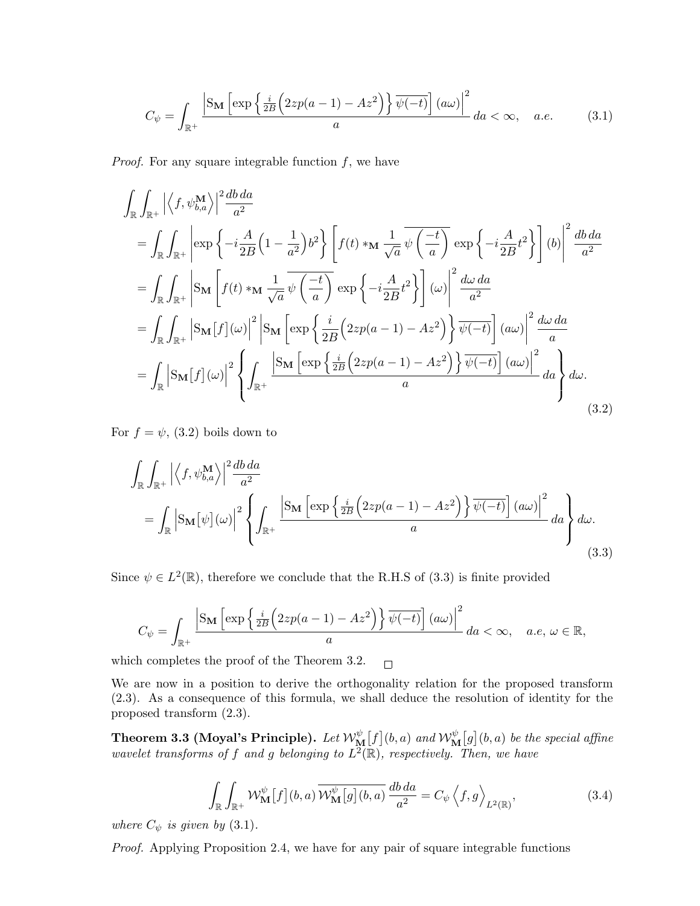$$
C_\psi = \int_{\mathbb{R}^+} \frac{\left|\mathrm{S}_{\mathbf{M}}\left[\exp\left\{\frac{i}{2B}\Big(2zp(a-1) - Az^2\Big)\right\}\overline{\psi(-t)}\right](a\omega)\right|^2}{a}\, da < \infty, \quad a.e. \tag{3.1}
$$

*Proof.* For any square integrable function $f$, we have

$$
\begin{aligned}
&\int_{\mathbb{R}}\int_{\mathbb{R}^+}\left|\left\langle f, \psi^{\mathbf{M}}_{b,a}\right\rangle\right|^2\frac{db\,da}{a^2}\\
&= \int_{\mathbb{R}}\int_{\mathbb{R}^+}\left|\exp\left\{-i\frac{A}{2B}\Big(1-\frac{1}{a^2}\Big)b^2\right\}\left[f(t) *_{\mathbf{M}} \frac{1}{\sqrt{a}}\,\overline{\psi\left(\frac{-t}{a}\right)}\,\exp\left\{-i\frac{A}{2B}t^2\right\}\right](b)\right|^2\frac{db\,da}{a^2}\\
&= \int_{\mathbb{R}}\int_{\mathbb{R}^+}\left|\mathrm{S}_{\mathbf{M}}\left[f(t) *_{\mathbf{M}} \frac{1}{\sqrt{a}}\,\overline{\psi\left(\frac{-t}{a}\right)}\,\exp\left\{-i\frac{A}{2B}t^2\right\}\right](\omega)\right|^2\frac{d\omega\,da}{a^2}\\
&= \int_{\mathbb{R}}\int_{\mathbb{R}^+}\left|\mathrm{S}_{\mathbf{M}}\big[f\big](\omega)\right|^2\left|\mathrm{S}_{\mathbf{M}}\left[\exp\left\{\frac{i}{2B}\Big(2zp(a-1)-Az^2\Big)\right\}\overline{\psi(-t)}\right](a\omega)\right|^2\frac{d\omega\,da}{a}\\
&= \int_{\mathbb{R}}\left|\mathrm{S}_{\mathbf{M}}\big[f\big](\omega)\right|^2\left\{\int_{\mathbb{R}^+}\frac{\left|\mathrm{S}_{\mathbf{M}}\left[\exp\left\{\frac{i}{2B}\Big(2zp(a-1)-Az^2\Big)\right\}\overline{\psi(-t)}\right](a\omega)\right|^2}{a}\,da\right\}d\omega.
\end{aligned} \tag{3.2}
$$

For $f = \psi$, (3.2) boils down to

$$
\begin{aligned}
&\int_{\mathbb{R}}\int_{\mathbb{R}^+}\left|\left\langle f, \psi^{\mathbf{M}}_{b,a}\right\rangle\right|^2\frac{db\,da}{a^2}\\
&\quad= \int_{\mathbb{R}}\left|\mathrm{S}_{\mathbf{M}}\big[\psi\big](\omega)\right|^2\left\{\int_{\mathbb{R}^+}\frac{\left|\mathrm{S}_{\mathbf{M}}\left[\exp\left\{\frac{i}{2B}\Big(2zp(a-1)-Az^2\Big)\right\}\overline{\psi(-t)}\right](a\omega)\right|^2}{a}\,da\right\}d\omega.
\end{aligned} \tag{3.3}
$$

Since $\psi \in L^2(\mathbb{R})$, therefore we conclude that the R.H.S of (3.3) is finite provided

$$
C_\psi = \int_{\mathbb{R}^+} \frac{\left|\mathrm{S}_{\mathbf{M}}\left[\exp\left\{\frac{i}{2B}\Big(2zp(a-1) - Az^2\Big)\right\}\overline{\psi(-t)}\right](a\omega)\right|^2}{a}\, da < \infty, \quad a.e,\ \omega\in\mathbb{R},
$$

which completes the proof of the Theorem 3.2. $\square$

We are now in a position to derive the orthogonality relation for the proposed transform (2.3). As a consequence of this formula, we shall deduce the resolution of identity for the proposed transform (2.3).

**Theorem 3.3 (Moyal's Principle).** *Let $\mathcal{W}^{\psi}_{\mathbf{M}}\big[f\big](b,a)$ and $\mathcal{W}^{\psi}_{\mathbf{M}}\big[g\big](b,a)$ be the special affine wavelet transforms of $f$ and $g$ belonging to $L^2(\mathbb{R})$, respectively. Then, we have*

$$
\int_{\mathbb{R}}\int_{\mathbb{R}^+}\mathcal{W}^{\psi}_{\mathbf{M}}\big[f\big](b,a)\,\overline{\mathcal{W}^{\psi}_{\mathbf{M}}\big[g\big](b,a)}\,\frac{db\,da}{a^2} = C_\psi\left\langle f, g\right\rangle_{L^2(\mathbb{R})}, \tag{3.4}
$$

*where $C_\psi$ is given by (3.1).*

*Proof.* Applying Proposition 2.4, we have for any pair of square integrable functions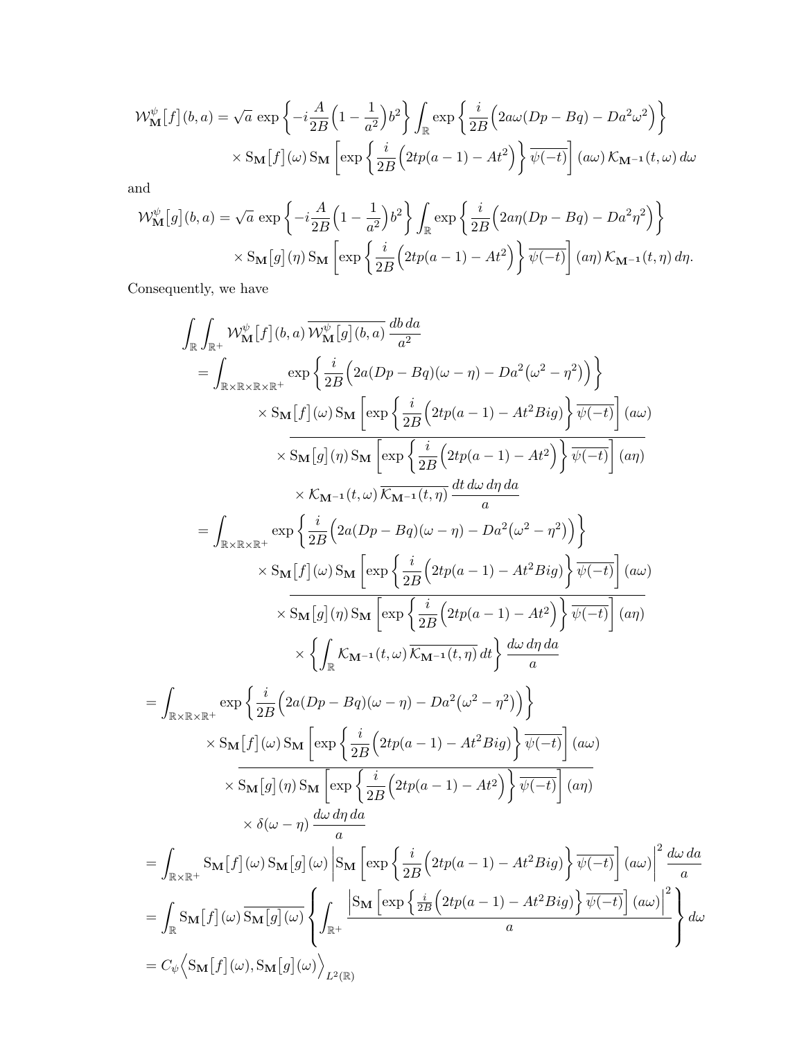$$\mathcal{W}_{\mathbf{M}}^{\psi}\big[f\big](b,a) = \sqrt{a}\,\exp\left\{-i\frac{A}{2B}\Big(1-\frac{1}{a^2}\Big)b^2\right\}\int_{\mathbb{R}}\exp\left\{\frac{i}{2B}\Big(2a\omega(Dp-Bq)-Da^2\omega^2\Big)\right\}$$
$$\times\,\mathrm{S}_{\mathbf{M}}\big[f\big](\omega)\,\mathrm{S}_{\mathbf{M}}\left[\exp\left\{\frac{i}{2B}\Big(2tp(a-1)-At^2\Big)\right\}\overline{\psi(-t)}\right](a\omega)\,\mathcal{K}_{\mathbf{M^{-1}}}(t,\omega)\,d\omega$$

and

$$\mathcal{W}_{\mathbf{M}}^{\psi}\big[g\big](b,a) = \sqrt{a}\,\exp\left\{-i\frac{A}{2B}\Big(1-\frac{1}{a^2}\Big)b^2\right\}\int_{\mathbb{R}}\exp\left\{\frac{i}{2B}\Big(2a\eta(Dp-Bq)-Da^2\eta^2\Big)\right\}$$
$$\times\,\mathrm{S}_{\mathbf{M}}\big[g\big](\eta)\,\mathrm{S}_{\mathbf{M}}\left[\exp\left\{\frac{i}{2B}\Big(2tp(a-1)-At^2\Big)\right\}\overline{\psi(-t)}\right](a\eta)\,\mathcal{K}_{\mathbf{M^{-1}}}(t,\eta)\,d\eta.$$

Consequently, we have

$$\begin{aligned}
&\int_{\mathbb{R}}\int_{\mathbb{R}^+}\mathcal{W}_{\mathbf{M}}^{\psi}\big[f\big](b,a)\,\overline{\mathcal{W}_{\mathbf{M}}^{\psi}\big[g\big](b,a)}\,\frac{db\,da}{a^2}\\
&=\int_{\mathbb{R}\times\mathbb{R}\times\mathbb{R}\times\mathbb{R}^+}\exp\left\{\frac{i}{2B}\Big(2a(Dp-Bq)(\omega-\eta)-Da^2\big(\omega^2-\eta^2\big)\Big)\right\}\\
&\qquad\times\mathrm{S}_{\mathbf{M}}\big[f\big](\omega)\,\mathrm{S}_{\mathbf{M}}\left[\exp\left\{\frac{i}{2B}\Big(2tp(a-1)-At^2Big\Big)\right\}\overline{\psi(-t)}\right](a\omega)\\
&\qquad\times\overline{\mathrm{S}_{\mathbf{M}}\big[g\big](\eta)\,\mathrm{S}_{\mathbf{M}}\left[\exp\left\{\frac{i}{2B}\Big(2tp(a-1)-At^2\Big)\right\}\overline{\psi(-t)}\right](a\eta)}\\
&\qquad\times\mathcal{K}_{\mathbf{M^{-1}}}(t,\omega)\,\overline{\mathcal{K}_{\mathbf{M^{-1}}}(t,\eta)}\,\frac{dt\,d\omega\,d\eta\,da}{a}\\
&=\int_{\mathbb{R}\times\mathbb{R}\times\mathbb{R}^+}\exp\left\{\frac{i}{2B}\Big(2a(Dp-Bq)(\omega-\eta)-Da^2\big(\omega^2-\eta^2\big)\Big)\right\}\\
&\qquad\times\mathrm{S}_{\mathbf{M}}\big[f\big](\omega)\,\mathrm{S}_{\mathbf{M}}\left[\exp\left\{\frac{i}{2B}\Big(2tp(a-1)-At^2Big\Big)\right\}\overline{\psi(-t)}\right](a\omega)\\
&\qquad\times\overline{\mathrm{S}_{\mathbf{M}}\big[g\big](\eta)\,\mathrm{S}_{\mathbf{M}}\left[\exp\left\{\frac{i}{2B}\Big(2tp(a-1)-At^2\Big)\right\}\overline{\psi(-t)}\right](a\eta)}\\
&\qquad\times\left\{\int_{\mathbb{R}}\mathcal{K}_{\mathbf{M^{-1}}}(t,\omega)\,\overline{\mathcal{K}_{\mathbf{M^{-1}}}(t,\eta)}\,dt\right\}\frac{d\omega\,d\eta\,da}{a}
\end{aligned}$$

$$\begin{aligned}
&=\int_{\mathbb{R}\times\mathbb{R}\times\mathbb{R}^+}\exp\left\{\frac{i}{2B}\Big(2a(Dp-Bq)(\omega-\eta)-Da^2\big(\omega^2-\eta^2\big)\Big)\right\}\\
&\qquad\times\mathrm{S}_{\mathbf{M}}\big[f\big](\omega)\,\mathrm{S}_{\mathbf{M}}\left[\exp\left\{\frac{i}{2B}\Big(2tp(a-1)-At^2Big\Big)\right\}\overline{\psi(-t)}\right](a\omega)\\
&\qquad\times\overline{\mathrm{S}_{\mathbf{M}}\big[g\big](\eta)\,\mathrm{S}_{\mathbf{M}}\left[\exp\left\{\frac{i}{2B}\Big(2tp(a-1)-At^2\Big)\right\}\overline{\psi(-t)}\right](a\eta)}\\
&\qquad\times\delta(\omega-\eta)\,\frac{d\omega\,d\eta\,da}{a}\\
&=\int_{\mathbb{R}\times\mathbb{R}^+}\mathrm{S}_{\mathbf{M}}\big[f\big](\omega)\,\mathrm{S}_{\mathbf{M}}\big[g\big](\omega)\left|\mathrm{S}_{\mathbf{M}}\left[\exp\left\{\frac{i}{2B}\Big(2tp(a-1)-At^2Big\Big)\right\}\overline{\psi(-t)}\right](a\omega)\right|^2\frac{d\omega\,da}{a}\\
&=\int_{\mathbb{R}}\mathrm{S}_{\mathbf{M}}\big[f\big](\omega)\,\overline{\mathrm{S}_{\mathbf{M}}\big[g\big](\omega)}\left\{\int_{\mathbb{R}^+}\frac{\left|\mathrm{S}_{\mathbf{M}}\left[\exp\left\{\frac{i}{2B}\Big(2tp(a-1)-At^2Big\Big)\right\}\overline{\psi(-t)}\right](a\omega)\right|^2}{a}\right\}d\omega\\
&=C_{\psi}\Big\langle\mathrm{S}_{\mathbf{M}}\big[f\big](\omega),\mathrm{S}_{\mathbf{M}}\big[g\big](\omega)\Big\rangle_{L^2(\mathbb{R})}
\end{aligned}$$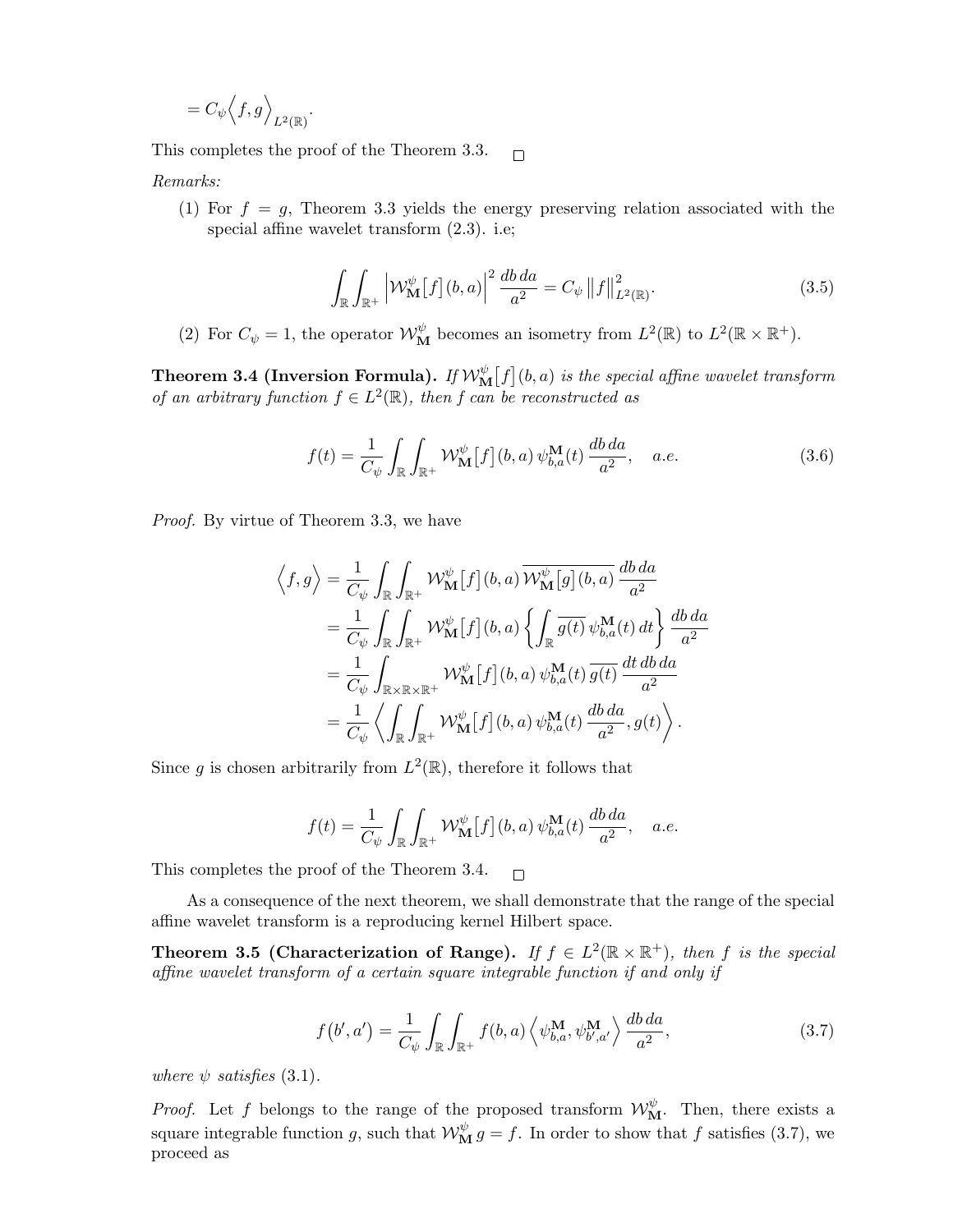$$= C_\psi \Big\langle f, g \Big\rangle_{L^2(\mathbb{R})}.$$

This completes the proof of the Theorem 3.3. $\square$

*Remarks:*

(1) For $f = g$, Theorem 3.3 yields the energy preserving relation associated with the special affine wavelet transform (2.3). i.e;

$$\int_{\mathbb{R}} \int_{\mathbb{R}^+} \Big| \mathcal{W}_{\mathbf{M}}^{\psi}\big[f\big](b,a) \Big|^2 \frac{db\,da}{a^2} = C_\psi \big\| f \big\|^2_{L^2(\mathbb{R})}. \tag{3.5}$$

(2) For $C_\psi = 1$, the operator $\mathcal{W}_{\mathbf{M}}^{\psi}$ becomes an isometry from $L^2(\mathbb{R})$ to $L^2(\mathbb{R} \times \mathbb{R}^+)$.

**Theorem 3.4 (Inversion Formula).** *If $\mathcal{W}_{\mathbf{M}}^{\psi}\big[f\big](b,a)$ is the special affine wavelet transform of an arbitrary function $f \in L^2(\mathbb{R})$, then $f$ can be reconstructed as*

$$f(t) = \frac{1}{C_\psi} \int_{\mathbb{R}} \int_{\mathbb{R}^+} \mathcal{W}_{\mathbf{M}}^{\psi}\big[f\big](b,a)\, \psi_{b,a}^{\mathbf{M}}(t)\, \frac{db\,da}{a^2}, \quad a.e. \tag{3.6}$$

*Proof.* By virtue of Theorem 3.3, we have

$$\begin{aligned}
\Big\langle f, g \Big\rangle &= \frac{1}{C_\psi} \int_{\mathbb{R}} \int_{\mathbb{R}^+} \mathcal{W}_{\mathbf{M}}^{\psi}\big[f\big](b,a)\, \overline{\mathcal{W}_{\mathbf{M}}^{\psi}\big[g\big](b,a)}\, \frac{db\,da}{a^2} \\
&= \frac{1}{C_\psi} \int_{\mathbb{R}} \int_{\mathbb{R}^+} \mathcal{W}_{\mathbf{M}}^{\psi}\big[f\big](b,a) \left\{ \int_{\mathbb{R}} \overline{g(t)}\, \psi_{b,a}^{\mathbf{M}}(t)\, dt \right\} \frac{db\,da}{a^2} \\
&= \frac{1}{C_\psi} \int_{\mathbb{R} \times \mathbb{R} \times \mathbb{R}^+} \mathcal{W}_{\mathbf{M}}^{\psi}\big[f\big](b,a)\, \psi_{b,a}^{\mathbf{M}}(t)\, \overline{g(t)}\, \frac{dt\,db\,da}{a^2} \\
&= \frac{1}{C_\psi} \left\langle \int_{\mathbb{R}} \int_{\mathbb{R}^+} \mathcal{W}_{\mathbf{M}}^{\psi}\big[f\big](b,a)\, \psi_{b,a}^{\mathbf{M}}(t)\, \frac{db\,da}{a^2}, g(t) \right\rangle.
\end{aligned}$$

Since $g$ is chosen arbitrarily from $L^2(\mathbb{R})$, therefore it follows that

$$f(t) = \frac{1}{C_\psi} \int_{\mathbb{R}} \int_{\mathbb{R}^+} \mathcal{W}_{\mathbf{M}}^{\psi}\big[f\big](b,a)\, \psi_{b,a}^{\mathbf{M}}(t)\, \frac{db\,da}{a^2}, \quad a.e.$$

This completes the proof of the Theorem 3.4. $\square$

As a consequence of the next theorem, we shall demonstrate that the range of the special affine wavelet transform is a reproducing kernel Hilbert space.

**Theorem 3.5 (Characterization of Range).** *If $f \in L^2(\mathbb{R} \times \mathbb{R}^+)$, then $f$ is the special affine wavelet transform of a certain square integrable function if and only if*

$$f\big(b', a'\big) = \frac{1}{C_\psi} \int_{\mathbb{R}} \int_{\mathbb{R}^+} f(b,a) \Big\langle \psi_{b,a}^{\mathbf{M}}, \psi_{b',a'}^{\mathbf{M}} \Big\rangle \frac{db\,da}{a^2}, \tag{3.7}$$

*where $\psi$ satisfies* (3.1).

*Proof.* Let $f$ belongs to the range of the proposed transform $\mathcal{W}_{\mathbf{M}}^{\psi}$. Then, there exists a square integrable function $g$, such that $\mathcal{W}_{\mathbf{M}}^{\psi}\, g = f$. In order to show that $f$ satisfies (3.7), we proceed as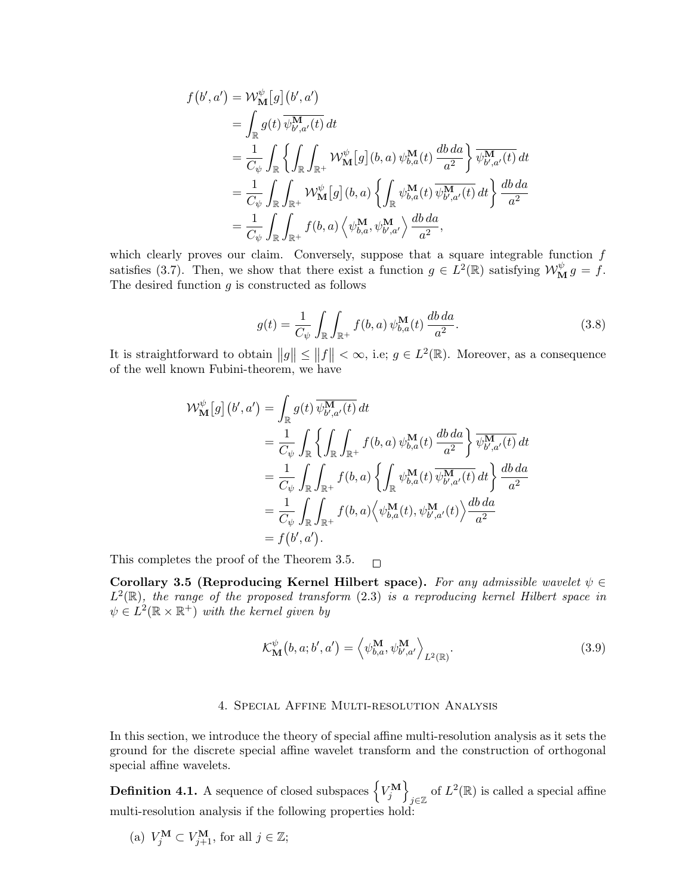$$
\begin{aligned}
f(b',a') &= \mathcal{W}^{\psi}_{\mathbf{M}}\big[g\big](b',a') \\
&= \int_{\mathbb{R}} g(t)\, \overline{\psi^{\mathbf{M}}_{b',a'}(t)}\, dt \\
&= \frac{1}{C_\psi}\int_{\mathbb{R}} \left\{ \int_{\mathbb{R}}\int_{\mathbb{R}^+} \mathcal{W}^{\psi}_{\mathbf{M}}\big[g\big](b,a)\, \psi^{\mathbf{M}}_{b,a}(t)\, \frac{db\, da}{a^2} \right\} \overline{\psi^{\mathbf{M}}_{b',a'}(t)}\, dt \\
&= \frac{1}{C_\psi}\int_{\mathbb{R}}\int_{\mathbb{R}^+} \mathcal{W}^{\psi}_{\mathbf{M}}\big[g\big](b,a) \left\{ \int_{\mathbb{R}} \psi^{\mathbf{M}}_{b,a}(t)\, \overline{\psi^{\mathbf{M}}_{b',a'}(t)}\, dt \right\} \frac{db\, da}{a^2} \\
&= \frac{1}{C_\psi}\int_{\mathbb{R}}\int_{\mathbb{R}^+} f(b,a) \left\langle \psi^{\mathbf{M}}_{b,a}, \psi^{\mathbf{M}}_{b',a'} \right\rangle \frac{db\, da}{a^2},
\end{aligned}
$$

which clearly proves our claim. Conversely, suppose that a square integrable function $f$ satisfies (3.7). Then, we show that there exist a function $g \in L^2(\mathbb{R})$ satisfying $\mathcal{W}^{\psi}_{\mathbf{M}}\, g = f$. The desired function $g$ is constructed as follows

$$
g(t) = \frac{1}{C_\psi}\int_{\mathbb{R}}\int_{\mathbb{R}^+} f(b,a)\, \psi^{\mathbf{M}}_{b,a}(t)\, \frac{db\, da}{a^2}. \tag{3.8}
$$

It is straightforward to obtain $\big\|g\big\| \le \big\|f\big\| < \infty$, i.e; $g \in L^2(\mathbb{R})$. Moreover, as a consequence of the well known Fubini-theorem, we have

$$
\begin{aligned}
\mathcal{W}^{\psi}_{\mathbf{M}}\big[g\big](b',a') &= \int_{\mathbb{R}} g(t)\, \overline{\psi^{\mathbf{M}}_{b',a'}(t)}\, dt \\
&= \frac{1}{C_\psi}\int_{\mathbb{R}} \left\{ \int_{\mathbb{R}}\int_{\mathbb{R}^+} f(b,a)\, \psi^{\mathbf{M}}_{b,a}(t)\, \frac{db\, da}{a^2} \right\} \overline{\psi^{\mathbf{M}}_{b',a'}(t)}\, dt \\
&= \frac{1}{C_\psi}\int_{\mathbb{R}}\int_{\mathbb{R}^+} f(b,a) \left\{ \int_{\mathbb{R}} \psi^{\mathbf{M}}_{b,a}(t)\, \overline{\psi^{\mathbf{M}}_{b',a'}(t)}\, dt \right\} \frac{db\, da}{a^2} \\
&= \frac{1}{C_\psi}\int_{\mathbb{R}}\int_{\mathbb{R}^+} f(b,a) \Big\langle \psi^{\mathbf{M}}_{b,a}(t), \psi^{\mathbf{M}}_{b',a'}(t) \Big\rangle \frac{db\, da}{a^2} \\
&= f(b',a').
\end{aligned}
$$

This completes the proof of the Theorem 3.5. □

**Corollary 3.5 (Reproducing Kernel Hilbert space).** *For any admissible wavelet $\psi \in L^2(\mathbb{R})$, the range of the proposed transform* (2.3) *is a reproducing kernel Hilbert space in $\psi \in L^2(\mathbb{R} \times \mathbb{R}^+)$ with the kernel given by*

$$
\mathcal{K}^{\psi}_{\mathbf{M}}(b,a;b',a') = \left\langle \psi^{\mathbf{M}}_{b,a}, \psi^{\mathbf{M}}_{b',a'} \right\rangle_{L^2(\mathbb{R})}. \tag{3.9}
$$

## 4. Special Affine Multi-resolution Analysis

In this section, we introduce the theory of special affine multi-resolution analysis as it sets the ground for the discrete special affine wavelet transform and the construction of orthogonal special affine wavelets.

**Definition 4.1.** A sequence of closed subspaces $\left\{V^{\mathbf{M}}_j\right\}_{j\in\mathbb{Z}}$ of $L^2(\mathbb{R})$ is called a special affine multi-resolution analysis if the following properties hold:

(a) $V^{\mathbf{M}}_j \subset V^{\mathbf{M}}_{j+1}$, for all $j \in \mathbb{Z}$;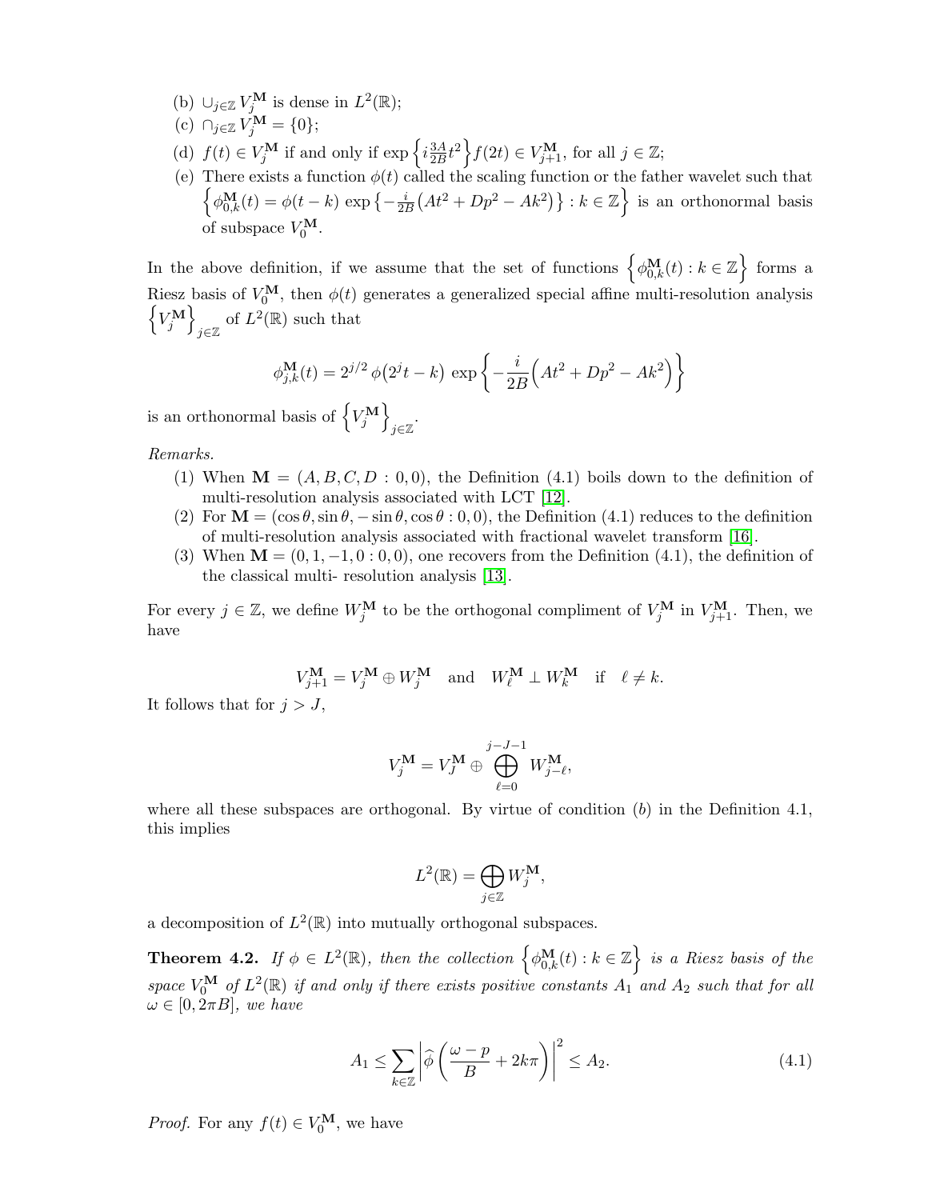(b) $\cup_{j\in\mathbb{Z}} V_j^{\mathbf{M}}$ is dense in $L^2(\mathbb{R})$;

(c) $\cap_{j\in\mathbb{Z}} V_j^{\mathbf{M}} = \{0\}$;

(d) $f(t) \in V_j^{\mathbf{M}}$ if and only if $\exp\left\{i\frac{3A}{2B}t^2\right\} f(2t) \in V_{j+1}^{\mathbf{M}}$, for all $j \in \mathbb{Z}$;

(e) There exists a function $\phi(t)$ called the scaling function or the father wavelet such that $\left\{\phi_{0,k}^{\mathbf{M}}(t) = \phi(t-k)\exp\left\{-\frac{i}{2B}\left(At^2 + Dp^2 - Ak^2\right)\right\} : k \in \mathbb{Z}\right\}$ is an orthonormal basis of subspace $V_0^{\mathbf{M}}$.

In the above definition, if we assume that the set of functions $\left\{\phi_{0,k}^{\mathbf{M}}(t) : k \in \mathbb{Z}\right\}$ forms a Riesz basis of $V_0^{\mathbf{M}}$, then $\phi(t)$ generates a generalized special affine multi-resolution analysis $\left\{V_j^{\mathbf{M}}\right\}_{j\in\mathbb{Z}}$ of $L^2(\mathbb{R})$ such that

$$\phi_{j,k}^{\mathbf{M}}(t) = 2^{j/2}\,\phi\big(2^j t - k\big)\,\exp\left\{-\frac{i}{2B}\Big(At^2 + Dp^2 - Ak^2\Big)\right\}$$

is an orthonormal basis of $\left\{V_j^{\mathbf{M}}\right\}_{j\in\mathbb{Z}}$.

*Remarks.*

(1) When $\mathbf{M} = (A, B, C, D : 0, 0)$, the Definition (4.1) boils down to the definition of multi-resolution analysis associated with LCT [12].

(2) For $\mathbf{M} = (\cos\theta, \sin\theta, -\sin\theta, \cos\theta : 0, 0)$, the Definition (4.1) reduces to the definition of multi-resolution analysis associated with fractional wavelet transform [16].

(3) When $\mathbf{M} = (0, 1, -1, 0 : 0, 0)$, one recovers from the Definition (4.1), the definition of the classical multi- resolution analysis [13].

For every $j \in \mathbb{Z}$, we define $W_j^{\mathbf{M}}$ to be the orthogonal compliment of $V_j^{\mathbf{M}}$ in $V_{j+1}^{\mathbf{M}}$. Then, we have

$$V_{j+1}^{\mathbf{M}} = V_j^{\mathbf{M}} \oplus W_j^{\mathbf{M}} \quad \text{and} \quad W_\ell^{\mathbf{M}} \perp W_k^{\mathbf{M}} \quad \text{if} \quad \ell \neq k.$$

It follows that for $j > J$,

$$V_j^{\mathbf{M}} = V_J^{\mathbf{M}} \oplus \bigoplus_{\ell=0}^{j-J-1} W_{j-\ell}^{\mathbf{M}},$$

where all these subspaces are orthogonal. By virtue of condition $(b)$ in the Definition 4.1, this implies

$$L^2(\mathbb{R}) = \bigoplus_{j\in\mathbb{Z}} W_j^{\mathbf{M}},$$

a decomposition of $L^2(\mathbb{R})$ into mutually orthogonal subspaces.

**Theorem 4.2.** *If $\phi \in L^2(\mathbb{R})$, then the collection $\left\{\phi_{0,k}^{\mathbf{M}}(t) : k \in \mathbb{Z}\right\}$ is a Riesz basis of the space $V_0^{\mathbf{M}}$ of $L^2(\mathbb{R})$ if and only if there exists positive constants $A_1$ and $A_2$ such that for all $\omega \in [0, 2\pi B]$, we have*

$$A_1 \leq \sum_{k\in\mathbb{Z}} \left|\widehat{\phi}\left(\frac{\omega - p}{B} + 2k\pi\right)\right|^2 \leq A_2. \tag{4.1}$$

*Proof.* For any $f(t) \in V_0^{\mathbf{M}}$, we have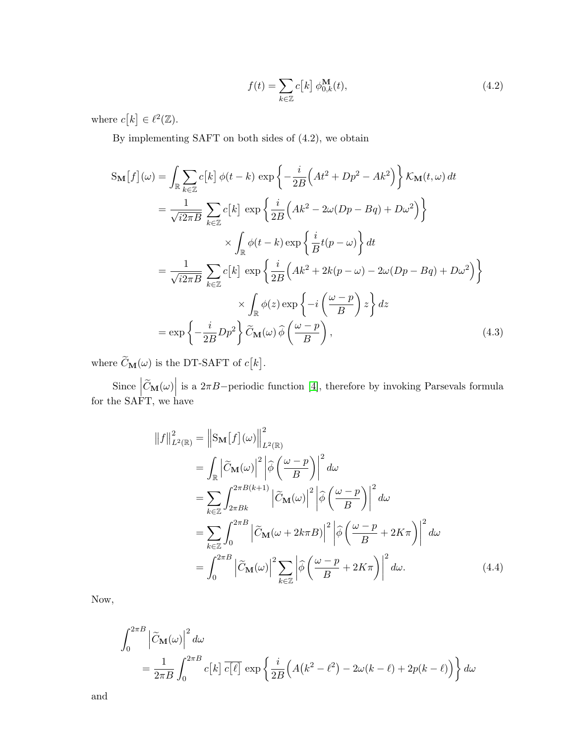$$
f(t)=\sum_{k\in\mathbb{Z}} c\big[k\big]\;\phi^{\mathbf{M}}_{0,k}(t), \tag{4.2}
$$

where $c\big[k\big]\in\ell^2(\mathbb{Z})$.

By implementing SAFT on both sides of (4.2), we obtain

$$
\begin{aligned}
\mathrm{S}_{\mathbf{M}}\big[f\big](\omega) &= \int_{\mathbb{R}}\sum_{k\in\mathbb{Z}} c\big[k\big]\,\phi(t-k)\,\exp\left\{-\frac{i}{2B}\Big(At^2+Dp^2-Ak^2\Big)\right\}\mathcal{K}_{\mathbf{M}}(t,\omega)\,dt\\
&= \frac{1}{\sqrt{i2\pi B}}\sum_{k\in\mathbb{Z}} c\big[k\big]\;\exp\left\{\frac{i}{2B}\Big(Ak^2-2\omega(Dp-Bq)+D\omega^2\Big)\right\}\\
&\qquad\qquad\times\int_{\mathbb{R}}\phi(t-k)\exp\left\{\frac{i}{B}t(p-\omega)\right\}dt\\
&= \frac{1}{\sqrt{i2\pi B}}\sum_{k\in\mathbb{Z}} c\big[k\big]\;\exp\left\{\frac{i}{2B}\Big(Ak^2+2k(p-\omega)-2\omega(Dp-Bq)+D\omega^2\Big)\right\}\\
&\qquad\qquad\times\int_{\mathbb{R}}\phi(z)\exp\left\{-i\left(\frac{\omega-p}{B}\right)z\right\}dz\\
&= \exp\left\{-\frac{i}{2B}Dp^2\right\}\widetilde{C}_{\mathbf{M}}(\omega)\,\widehat{\phi}\left(\frac{\omega-p}{B}\right),
\end{aligned} \tag{4.3}
$$

where $\widetilde{C}_{\mathbf{M}}(\omega)$ is the DT-SAFT of $c\big[k\big]$.

Since $\Big|\widetilde{C}_{\mathbf{M}}(\omega)\Big|$ is a $2\pi B-$periodic function [4], therefore by invoking Parsevals formula for the SAFT, we have

$$
\begin{aligned}
\|f\|^2_{L^2(\mathbb{R})} &= \Big\|\mathrm{S}_{\mathbf{M}}\big[f\big](\omega)\Big\|^2_{L^2(\mathbb{R})}\\
&= \int_{\mathbb{R}}\Big|\widetilde{C}_{\mathbf{M}}(\omega)\Big|^2\left|\widehat{\phi}\left(\frac{\omega-p}{B}\right)\right|^2 d\omega\\
&= \sum_{k\in\mathbb{Z}}\int_{2\pi Bk}^{2\pi B(k+1)}\Big|\widetilde{C}_{\mathbf{M}}(\omega)\Big|^2\left|\widehat{\phi}\left(\frac{\omega-p}{B}\right)\right|^2 d\omega\\
&= \sum_{k\in\mathbb{Z}}\int_{0}^{2\pi B}\Big|\widetilde{C}_{\mathbf{M}}(\omega+2k\pi B)\Big|^2\left|\widehat{\phi}\left(\frac{\omega-p}{B}+2K\pi\right)\right|^2 d\omega\\
&= \int_{0}^{2\pi B}\Big|\widetilde{C}_{\mathbf{M}}(\omega)\Big|^2\sum_{k\in\mathbb{Z}}\left|\widehat{\phi}\left(\frac{\omega-p}{B}+2K\pi\right)\right|^2 d\omega.
\end{aligned} \tag{4.4}
$$

Now,

$$
\begin{aligned}
&\int_{0}^{2\pi B}\Big|\widetilde{C}_{\mathbf{M}}(\omega)\Big|^2 d\omega\\
&\qquad= \frac{1}{2\pi B}\int_{0}^{2\pi B} c\big[k\big]\,\overline{c\big[\ell\big]}\;\exp\left\{\frac{i}{2B}\Big(A\big(k^2-\ell^2\big)-2\omega(k-\ell)+2p(k-\ell)\Big)\right\}d\omega
\end{aligned}
$$

and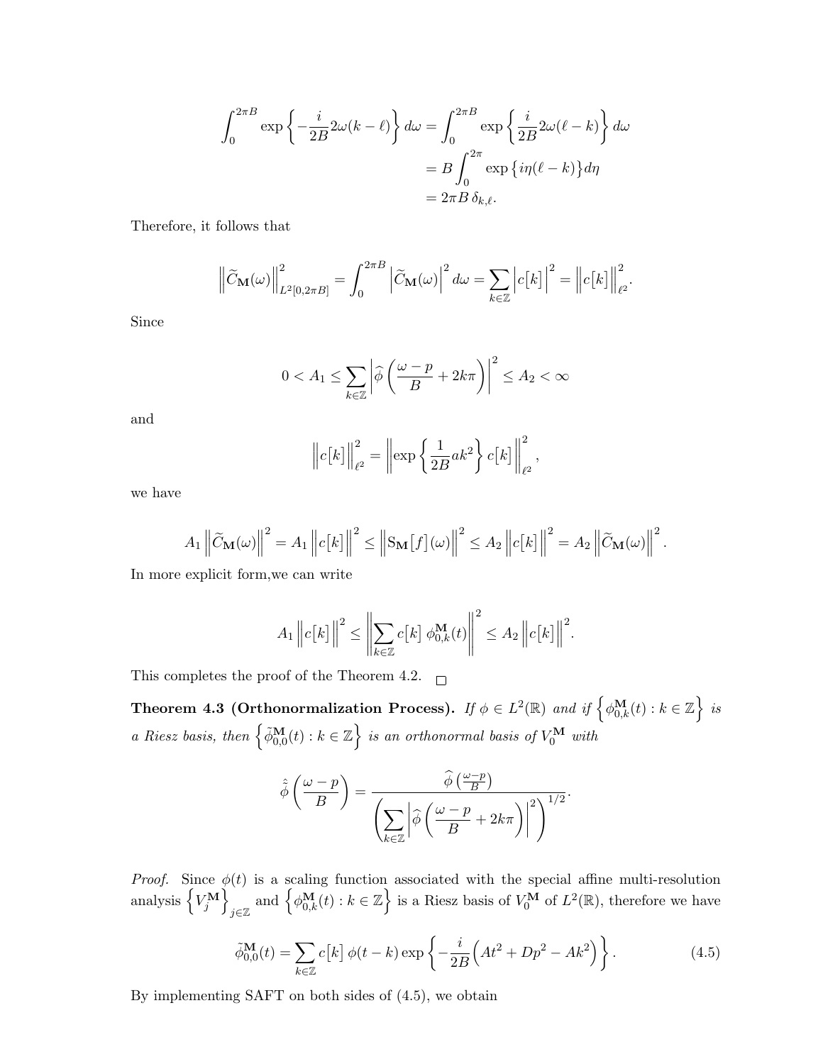$$\int_0^{2\pi B} \exp\left\{-\frac{i}{2B}2\omega(k-\ell)\right\} d\omega = \int_0^{2\pi B} \exp\left\{\frac{i}{2B}2\omega(\ell-k)\right\} d\omega$$
$$= B\int_0^{2\pi} \exp\left\{i\eta(\ell-k)\right\} d\eta$$
$$= 2\pi B\, \delta_{k,\ell}.$$

Therefore, it follows that

$$\left\|\widetilde{C}_{\mathbf{M}}(\omega)\right\|^2_{L^2[0,2\pi B]} = \int_0^{2\pi B} \left|\widetilde{C}_{\mathbf{M}}(\omega)\right|^2 d\omega = \sum_{k\in\mathbb{Z}} \left|c\big[k\big]\right|^2 = \left\|c\big[k\big]\right\|^2_{\ell^2}.$$

Since

$$0 < A_1 \leq \sum_{k\in\mathbb{Z}} \left|\widehat{\phi}\left(\frac{\omega-p}{B}+2k\pi\right)\right|^2 \leq A_2 < \infty$$

and

$$\left\|c\big[k\big]\right\|^2_{\ell^2} = \left\|\exp\left\{\frac{1}{2B}ak^2\right\} c\big[k\big]\right\|^2_{\ell^2},$$

we have

$$A_1 \left\|\widetilde{C}_{\mathbf{M}}(\omega)\right\|^2 = A_1 \left\|c\big[k\big]\right\|^2 \leq \left\|\mathrm{S}_{\mathbf{M}}\big[f\big](\omega)\right\|^2 \leq A_2 \left\|c\big[k\big]\right\|^2 = A_2 \left\|\widetilde{C}_{\mathbf{M}}(\omega)\right\|^2.$$

In more explicit form,we can write

$$A_1 \left\|c\big[k\big]\right\|^2 \leq \left\|\sum_{k\in\mathbb{Z}} c\big[k\big]\, \phi^{\mathbf{M}}_{0,k}(t)\right\|^2 \leq A_2 \left\|c\big[k\big]\right\|^2.$$

This completes the proof of the Theorem 4.2. □

**Theorem 4.3 (Orthonormalization Process).** *If $\phi \in L^2(\mathbb{R})$ and if $\left\{\phi^{\mathbf{M}}_{0,k}(t) : k \in \mathbb{Z}\right\}$ is a Riesz basis, then $\left\{\tilde{\phi}^{\mathbf{M}}_{0,0}(t) : k \in \mathbb{Z}\right\}$ is an orthonormal basis of $V^{\mathbf{M}}_0$ with*

$$\hat{\tilde{\phi}}\left(\frac{\omega-p}{B}\right) = \frac{\widehat{\phi}\left(\frac{\omega-p}{B}\right)}{\left(\displaystyle\sum_{k\in\mathbb{Z}} \left|\widehat{\phi}\left(\frac{\omega-p}{B}+2k\pi\right)\right|^2\right)^{1/2}}.$$

*Proof.* Since $\phi(t)$ is a scaling function associated with the special affine multi-resolution analysis $\left\{V^{\mathbf{M}}_j\right\}_{j\in\mathbb{Z}}$ and $\left\{\phi^{\mathbf{M}}_{0,k}(t) : k \in \mathbb{Z}\right\}$ is a Riesz basis of $V^{\mathbf{M}}_0$ of $L^2(\mathbb{R})$, therefore we have

$$\tilde{\phi}^{\mathbf{M}}_{0,0}(t) = \sum_{k\in\mathbb{Z}} c\big[k\big]\, \phi(t-k) \exp\left\{-\frac{i}{2B}\Big(At^2 + Dp^2 - Ak^2\Big)\right\}. \tag{4.5}$$

By implementing SAFT on both sides of (4.5), we obtain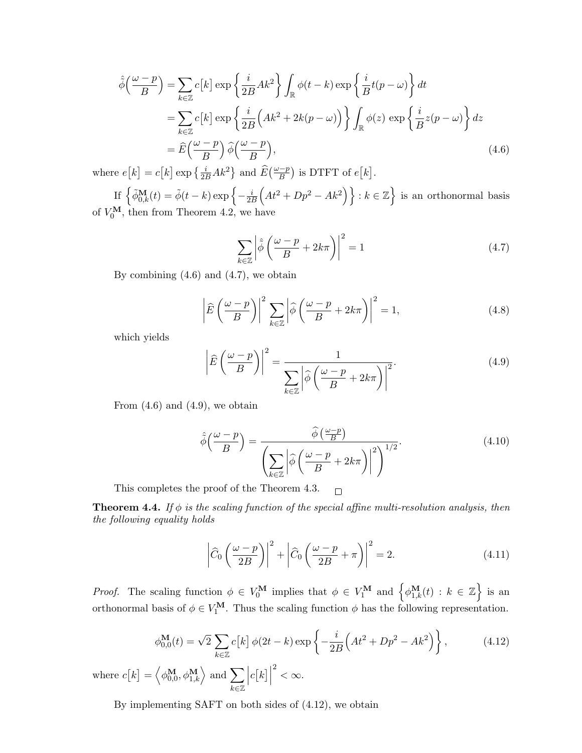$$
\begin{aligned}
\hat{\tilde{\phi}}\Big(\frac{\omega-p}{B}\Big) &= \sum_{k\in\mathbb{Z}} c\big[k\big]\exp\left\{\frac{i}{2B}Ak^2\right\}\int_{\mathbb{R}}\phi(t-k)\exp\left\{\frac{i}{B}t(p-\omega)\right\}dt \\
&= \sum_{k\in\mathbb{Z}} c\big[k\big]\exp\left\{\frac{i}{2B}\Big(Ak^2+2k(p-\omega)\Big)\right\}\int_{\mathbb{R}}\phi(z)\,\exp\left\{\frac{i}{B}z(p-\omega)\right\}dz \\
&= \widehat{E}\Big(\frac{\omega-p}{B}\Big)\,\widehat{\phi}\Big(\frac{\omega-p}{B}\Big), \qquad (4.6)
\end{aligned}
$$

where $e\big[k\big]=c\big[k\big]\exp\left\{\frac{i}{2B}Ak^2\right\}$ and $\widehat{E}\big(\frac{\omega-p}{B}\big)$ is DTFT of $e\big[k\big]$.

If $\left\{\tilde{\phi}^{\mathbf{M}}_{0,k}(t)=\tilde{\phi}(t-k)\exp\left\{-\frac{i}{2B}\Big(At^2+Dp^2-Ak^2\Big)\right\}:k\in\mathbb{Z}\right\}$ is an orthonormal basis of $V_0^{\mathbf{M}}$, then from Theorem 4.2, we have

$$
\sum_{k\in\mathbb{Z}}\left|\hat{\tilde{\phi}}\left(\frac{\omega-p}{B}+2k\pi\right)\right|^2=1 \qquad (4.7)
$$

By combining (4.6) and (4.7), we obtain

$$
\left|\widehat{E}\left(\frac{\omega-p}{B}\right)\right|^2\sum_{k\in\mathbb{Z}}\left|\widehat{\phi}\left(\frac{\omega-p}{B}+2k\pi\right)\right|^2=1, \qquad (4.8)
$$

which yields

$$
\left|\widehat{E}\left(\frac{\omega-p}{B}\right)\right|^2=\frac{1}{\displaystyle\sum_{k\in\mathbb{Z}}\left|\widehat{\phi}\left(\frac{\omega-p}{B}+2k\pi\right)\right|^2}. \qquad (4.9)
$$

From (4.6) and (4.9), we obtain

$$
\hat{\tilde{\phi}}\Big(\frac{\omega-p}{B}\Big)=\frac{\widehat{\phi}\left(\frac{\omega-p}{B}\right)}{\left(\displaystyle\sum_{k\in\mathbb{Z}}\left|\widehat{\phi}\left(\frac{\omega-p}{B}+2k\pi\right)\right|^2\right)^{1/2}}. \qquad (4.10)
$$

This completes the proof of the Theorem 4.3. $\square$

**Theorem 4.4.** *If $\phi$ is the scaling function of the special affine multi-resolution analysis, then the following equality holds*

$$
\left|\widehat{C}_0\left(\frac{\omega-p}{2B}\right)\right|^2+\left|\widehat{C}_0\left(\frac{\omega-p}{2B}+\pi\right)\right|^2=2. \qquad (4.11)
$$

*Proof.* The scaling function $\phi\in V_0^{\mathbf{M}}$ implies that $\phi\in V_1^{\mathbf{M}}$ and $\left\{\phi^{\mathbf{M}}_{1,k}(t):k\in\mathbb{Z}\right\}$ is an orthonormal basis of $\phi\in V_1^{\mathbf{M}}$. Thus the scaling function $\phi$ has the following representation.

$$
\phi^{\mathbf{M}}_{0,0}(t)=\sqrt{2}\sum_{k\in\mathbb{Z}}c\big[k\big]\,\phi(2t-k)\exp\left\{-\frac{i}{2B}\Big(At^2+Dp^2-Ak^2\Big)\right\}, \qquad (4.12)
$$

where $c\big[k\big]=\left\langle\phi^{\mathbf{M}}_{0,0},\phi^{\mathbf{M}}_{1,k}\right\rangle$ and $\displaystyle\sum_{k\in\mathbb{Z}}\left|c\big[k\big]\right|^2<\infty$.

By implementing SAFT on both sides of (4.12), we obtain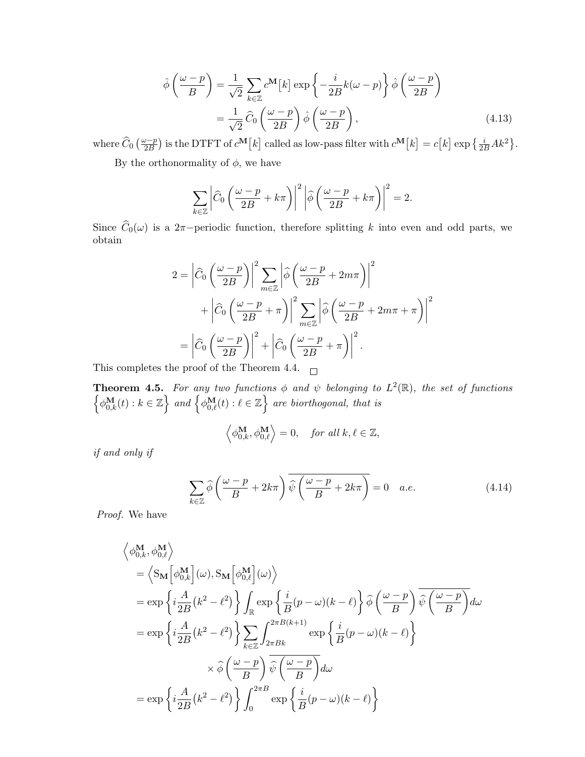$$\hat{\phi}\left(\frac{\omega-p}{B}\right) = \frac{1}{\sqrt{2}} \sum_{k\in\mathbb{Z}} c^{\mathbf{M}}\big[k\big] \exp\left\{-\frac{i}{2B}k(\omega-p)\right\} \hat{\phi}\left(\frac{\omega-p}{2B}\right)$$
$$= \frac{1}{\sqrt{2}} \widehat{C}_0\left(\frac{\omega-p}{2B}\right) \hat{\phi}\left(\frac{\omega-p}{2B}\right), \tag{4.13}$$

where $\widehat{C}_0\left(\frac{\omega-p}{2B}\right)$ is the DTFT of $c^{\mathbf{M}}\big[k\big]$ called as low-pass filter with $c^{\mathbf{M}}\big[k\big] = c\big[k\big] \exp\left\{\frac{i}{2B}Ak^2\right\}$.

By the orthonormality of $\phi$, we have

$$\sum_{k\in\mathbb{Z}} \left|\widehat{C}_0\left(\frac{\omega-p}{2B}+k\pi\right)\right|^2 \left|\widehat{\phi}\left(\frac{\omega-p}{2B}+k\pi\right)\right|^2 = 2.$$

Since $\widehat{C}_0(\omega)$ is a $2\pi-$periodic function, therefore splitting $k$ into even and odd parts, we obtain

$$\begin{aligned}
2 &= \left|\widehat{C}_0\left(\frac{\omega-p}{2B}\right)\right|^2 \sum_{m\in\mathbb{Z}} \left|\widehat{\phi}\left(\frac{\omega-p}{2B}+2m\pi\right)\right|^2 \\
&\quad + \left|\widehat{C}_0\left(\frac{\omega-p}{2B}+\pi\right)\right|^2 \sum_{m\in\mathbb{Z}} \left|\widehat{\phi}\left(\frac{\omega-p}{2B}+2m\pi+\pi\right)\right|^2 \\
&= \left|\widehat{C}_0\left(\frac{\omega-p}{2B}\right)\right|^2 + \left|\widehat{C}_0\left(\frac{\omega-p}{2B}+\pi\right)\right|^2.
\end{aligned}$$

This completes the proof of the Theorem 4.4. □

**Theorem 4.5.** *For any two functions $\phi$ and $\psi$ belonging to $L^2(\mathbb{R})$, the set of functions $\left\{\phi^{\mathbf{M}}_{0,k}(t) : k \in \mathbb{Z}\right\}$ and $\left\{\phi^{\mathbf{M}}_{0,\ell}(t) : \ell \in \mathbb{Z}\right\}$ are biorthogonal, that is*

$$\left\langle \phi^{\mathbf{M}}_{0,k}, \phi^{\mathbf{M}}_{0,\ell}\right\rangle = 0, \quad \textit{for all } k,\ell \in \mathbb{Z},$$

*if and only if*

$$\sum_{k\in\mathbb{Z}} \widehat{\phi}\left(\frac{\omega-p}{B}+2k\pi\right) \overline{\widehat{\psi}\left(\frac{\omega-p}{B}+2k\pi\right)} = 0 \quad a.e. \tag{4.14}$$

*Proof.* We have

$$\begin{aligned}
&\left\langle \phi^{\mathbf{M}}_{0,k}, \phi^{\mathbf{M}}_{0,\ell}\right\rangle \\
&= \left\langle \mathrm{S}_{\mathbf{M}}\Big[\phi^{\mathbf{M}}_{0,k}\Big](\omega), \mathrm{S}_{\mathbf{M}}\Big[\phi^{\mathbf{M}}_{0,\ell}\Big](\omega)\right\rangle \\
&= \exp\left\{i\frac{A}{2B}\big(k^2-\ell^2\big)\right\} \int_{\mathbb{R}} \exp\left\{\frac{i}{B}(p-\omega)(k-\ell)\right\} \widehat{\phi}\left(\frac{\omega-p}{B}\right) \overline{\widehat{\psi}\left(\frac{\omega-p}{B}\right)} d\omega \\
&= \exp\left\{i\frac{A}{2B}\big(k^2-\ell^2\big)\right\} \sum_{k\in\mathbb{Z}} \int_{2\pi Bk}^{2\pi B(k+1)} \exp\left\{\frac{i}{B}(p-\omega)(k-\ell)\right\} \\
&\qquad\qquad \times \widehat{\phi}\left(\frac{\omega-p}{B}\right) \overline{\widehat{\psi}\left(\frac{\omega-p}{B}\right)} d\omega \\
&= \exp\left\{i\frac{A}{2B}\big(k^2-\ell^2\big)\right\} \int_0^{2\pi B} \exp\left\{\frac{i}{B}(p-\omega)(k-\ell)\right\}
\end{aligned}$$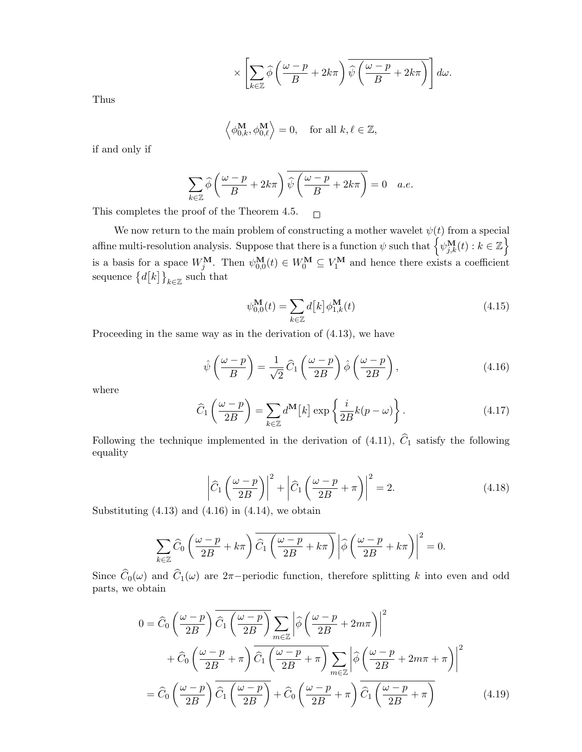$$\times \left[ \sum_{k\in\mathbb{Z}} \widehat{\phi}\left(\frac{\omega-p}{B}+2k\pi\right) \overline{\widehat{\psi}\left(\frac{\omega-p}{B}+2k\pi\right)} \right] d\omega.$$

Thus

$$\left\langle \phi^{\mathbf{M}}_{0,k}, \phi^{\mathbf{M}}_{0,\ell} \right\rangle = 0, \quad \text{for all } k,\ell\in\mathbb{Z},$$

if and only if

$$\sum_{k\in\mathbb{Z}} \widehat{\phi}\left(\frac{\omega-p}{B}+2k\pi\right) \overline{\widehat{\psi}\left(\frac{\omega-p}{B}+2k\pi\right)} = 0 \quad a.e.$$

This completes the proof of the Theorem 4.5. □

We now return to the main problem of constructing a mother wavelet $\psi(t)$ from a special affine multi-resolution analysis. Suppose that there is a function $\psi$ such that $\left\{\psi^{\mathbf{M}}_{j,k}(t) : k\in\mathbb{Z}\right\}$ is a basis for a space $W^{\mathbf{M}}_j$. Then $\psi^{\mathbf{M}}_{0,0}(t)\in W^{\mathbf{M}}_0 \subseteq V^{\mathbf{M}}_1$ and hence there exists a coefficient sequence $\left\{d\big[k\big]\right\}_{k\in\mathbb{Z}}$ such that

$$\psi^{\mathbf{M}}_{0,0}(t) = \sum_{k\in\mathbb{Z}} d\big[k\big]\,\phi^{\mathbf{M}}_{1,k}(t) \tag{4.15}$$

Proceeding in the same way as in the derivation of (4.13), we have

$$\hat{\psi}\left(\frac{\omega-p}{B}\right) = \frac{1}{\sqrt{2}}\,\widehat{C}_1\left(\frac{\omega-p}{2B}\right)\hat{\phi}\left(\frac{\omega-p}{2B}\right), \tag{4.16}$$

where

$$\widehat{C}_1\left(\frac{\omega-p}{2B}\right) = \sum_{k\in\mathbb{Z}} d^{\mathbf{M}}\big[k\big] \exp\left\{\frac{i}{2B}k(p-\omega)\right\}. \tag{4.17}$$

Following the technique implemented in the derivation of (4.11), $\widehat{C}_1$ satisfy the following equality

$$\left|\widehat{C}_1\left(\frac{\omega-p}{2B}\right)\right|^2 + \left|\widehat{C}_1\left(\frac{\omega-p}{2B}+\pi\right)\right|^2 = 2. \tag{4.18}$$

Substituting (4.13) and (4.16) in (4.14), we obtain

$$\sum_{k\in\mathbb{Z}} \widehat{C}_0\left(\frac{\omega-p}{2B}+k\pi\right)\overline{\widehat{C}_1\left(\frac{\omega-p}{2B}+k\pi\right)}\left|\hat{\phi}\left(\frac{\omega-p}{2B}+k\pi\right)\right|^2 = 0.$$

Since $\widehat{C}_0(\omega)$ and $\widehat{C}_1(\omega)$ are $2\pi-$periodic function, therefore splitting $k$ into even and odd parts, we obtain

$$\begin{aligned}
0 &= \widehat{C}_0\left(\frac{\omega-p}{2B}\right)\overline{\widehat{C}_1\left(\frac{\omega-p}{2B}\right)}\sum_{m\in\mathbb{Z}}\left|\hat{\phi}\left(\frac{\omega-p}{2B}+2m\pi\right)\right|^2 \\
&\quad + \widehat{C}_0\left(\frac{\omega-p}{2B}+\pi\right)\overline{\widehat{C}_1\left(\frac{\omega-p}{2B}+\pi\right)}\sum_{m\in\mathbb{Z}}\left|\hat{\phi}\left(\frac{\omega-p}{2B}+2m\pi+\pi\right)\right|^2 \\
&= \widehat{C}_0\left(\frac{\omega-p}{2B}\right)\overline{\widehat{C}_1\left(\frac{\omega-p}{2B}\right)} + \widehat{C}_0\left(\frac{\omega-p}{2B}+\pi\right)\overline{\widehat{C}_1\left(\frac{\omega-p}{2B}+\pi\right)}
\end{aligned} \tag{4.19}$$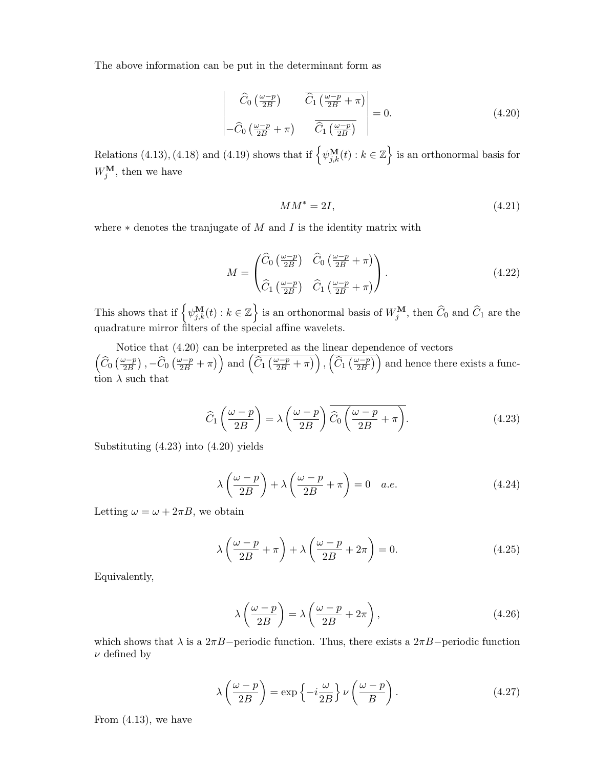The above information can be put in the determinant form as

$$\begin{vmatrix} \widehat{C}_0\left(\frac{\omega-p}{2B}\right) & \overline{\widehat{C}_1\left(\frac{\omega-p}{2B}+\pi\right)} \\ -\widehat{C}_0\left(\frac{\omega-p}{2B}+\pi\right) & \overline{\widehat{C}_1\left(\frac{\omega-p}{2B}\right)} \end{vmatrix} = 0. \tag{4.20}$$

Relations (4.13), (4.18) and (4.19) shows that if $\left\{\psi_{j,k}^{\mathbf{M}}(t) : k \in \mathbb{Z}\right\}$ is an orthonormal basis for $W_j^{\mathbf{M}}$, then we have

$$MM^* = 2I, \tag{4.21}$$

where $*$ denotes the tranjugate of $M$ and $I$ is the identity matrix with

$$M = \begin{pmatrix} \widehat{C}_0\left(\frac{\omega-p}{2B}\right) & \widehat{C}_0\left(\frac{\omega-p}{2B}+\pi\right) \\ \widehat{C}_1\left(\frac{\omega-p}{2B}\right) & \widehat{C}_1\left(\frac{\omega-p}{2B}+\pi\right) \end{pmatrix}. \tag{4.22}$$

This shows that if $\left\{\psi_{j,k}^{\mathbf{M}}(t) : k \in \mathbb{Z}\right\}$ is an orthonormal basis of $W_j^{\mathbf{M}}$, then $\widehat{C}_0$ and $\widehat{C}_1$ are the quadrature mirror filters of the special affine wavelets.

Notice that (4.20) can be interpreted as the linear dependence of vectors $\left(\widehat{C}_0\left(\frac{\omega-p}{2B}\right), -\widehat{C}_0\left(\frac{\omega-p}{2B}+\pi\right)\right)$ and $\left(\overline{\widehat{C}_1\left(\frac{\omega-p}{2B}+\pi\right)}\right), \left(\overline{\widehat{C}_1\left(\frac{\omega-p}{2B}\right)}\right)$ and hence there exists a function $\lambda$ such that

$$\widehat{C}_1\left(\frac{\omega-p}{2B}\right) = \lambda\left(\frac{\omega-p}{2B}\right)\overline{\widehat{C}_0\left(\frac{\omega-p}{2B}+\pi\right)}. \tag{4.23}$$

Substituting (4.23) into (4.20) yields

$$\lambda\left(\frac{\omega-p}{2B}\right) + \lambda\left(\frac{\omega-p}{2B}+\pi\right) = 0 \quad a.e. \tag{4.24}$$

Letting $\omega = \omega + 2\pi B$, we obtain

$$\lambda\left(\frac{\omega-p}{2B}+\pi\right) + \lambda\left(\frac{\omega-p}{2B}+2\pi\right) = 0. \tag{4.25}$$

Equivalently,

$$\lambda\left(\frac{\omega-p}{2B}\right) = \lambda\left(\frac{\omega-p}{2B}+2\pi\right), \tag{4.26}$$

which shows that $\lambda$ is a $2\pi B-$periodic function. Thus, there exists a $2\pi B-$periodic function $\nu$ defined by

$$\lambda\left(\frac{\omega-p}{2B}\right) = \exp\left\{-i\frac{\omega}{2B}\right\}\nu\left(\frac{\omega-p}{B}\right). \tag{4.27}$$

From (4.13), we have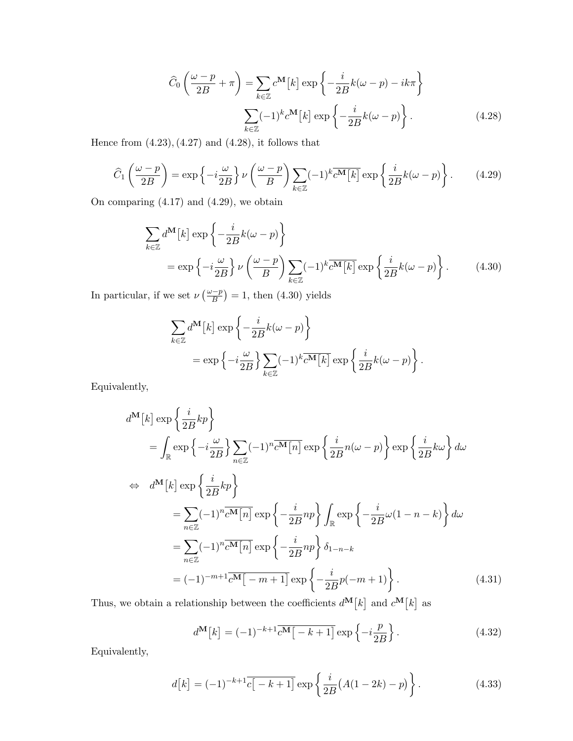$$
\widehat{C}_0\left(\frac{\omega-p}{2B}+\pi\right)=\sum_{k\in\mathbb{Z}}c^{\mathbf{M}}\big[k\big]\exp\left\{-\frac{i}{2B}k(\omega-p)-ik\pi\right\}
$$

$$
\sum_{k\in\mathbb{Z}}(-1)^k c^{\mathbf{M}}\big[k\big]\exp\left\{-\frac{i}{2B}k(\omega-p)\right\}. \tag{4.28}
$$

Hence from (4.23), (4.27) and (4.28), it follows that

$$
\widehat{C}_1\left(\frac{\omega-p}{2B}\right)=\exp\left\{-i\frac{\omega}{2B}\right\}\nu\left(\frac{\omega-p}{B}\right)\sum_{k\in\mathbb{Z}}(-1)^k\overline{c^{\mathbf{M}}\big[k\big]}\exp\left\{\frac{i}{2B}k(\omega-p)\right\}. \tag{4.29}
$$

On comparing (4.17) and (4.29), we obtain

$$
\begin{aligned}
&\sum_{k\in\mathbb{Z}}d^{\mathbf{M}}\big[k\big]\exp\left\{-\frac{i}{2B}k(\omega-p)\right\}\\
&\qquad=\exp\left\{-i\frac{\omega}{2B}\right\}\nu\left(\frac{\omega-p}{B}\right)\sum_{k\in\mathbb{Z}}(-1)^k\overline{c^{\mathbf{M}}\big[k\big]}\exp\left\{\frac{i}{2B}k(\omega-p)\right\}.
\end{aligned} \tag{4.30}
$$

In particular, if we set $\nu\left(\frac{\omega-p}{B}\right)=1$, then (4.30) yields

$$
\begin{aligned}
&\sum_{k\in\mathbb{Z}}d^{\mathbf{M}}\big[k\big]\exp\left\{-\frac{i}{2B}k(\omega-p)\right\}\\
&\qquad=\exp\left\{-i\frac{\omega}{2B}\right\}\sum_{k\in\mathbb{Z}}(-1)^k\overline{c^{\mathbf{M}}\big[k\big]}\exp\left\{\frac{i}{2B}k(\omega-p)\right\}.
\end{aligned}
$$

Equivalently,

$$
\begin{aligned}
&d^{\mathbf{M}}\big[k\big]\exp\left\{\frac{i}{2B}kp\right\}\\
&\quad=\int_{\mathbb{R}}\exp\left\{-i\frac{\omega}{2B}\right\}\sum_{n\in\mathbb{Z}}(-1)^n\overline{c^{\mathbf{M}}\big[n\big]}\exp\left\{\frac{i}{2B}n(\omega-p)\right\}\exp\left\{\frac{i}{2B}k\omega\right\}d\omega\\
&\Leftrightarrow\quad d^{\mathbf{M}}\big[k\big]\exp\left\{\frac{i}{2B}kp\right\}\\
&\quad=\sum_{n\in\mathbb{Z}}(-1)^n\overline{c^{\mathbf{M}}\big[n\big]}\exp\left\{-\frac{i}{2B}np\right\}\int_{\mathbb{R}}\exp\left\{-\frac{i}{2B}\omega(1-n-k)\right\}d\omega\\
&\quad=\sum_{n\in\mathbb{Z}}(-1)^n\overline{c^{\mathbf{M}}\big[n\big]}\exp\left\{-\frac{i}{2B}np\right\}\delta_{1-n-k}\\
&\quad=(-1)^{-m+1}\overline{c^{\mathbf{M}}\big[-m+1\big]}\exp\left\{-\frac{i}{2B}p(-m+1)\right\}.
\end{aligned} \tag{4.31}
$$

Thus, we obtain a relationship between the coefficients $d^{\mathbf{M}}\big[k\big]$ and $c^{\mathbf{M}}\big[k\big]$ as

$$
d^{\mathbf{M}}\big[k\big]=(-1)^{-k+1}\overline{c^{\mathbf{M}}\big[-k+1\big]}\exp\left\{-i\frac{p}{2B}\right\}. \tag{4.32}
$$

Equivalently,

$$
d\big[k\big]=(-1)^{-k+1}\overline{c\big[-k+1\big]}\exp\left\{\frac{i}{2B}\big(A(1-2k)-p\big)\right\}. \tag{4.33}
$$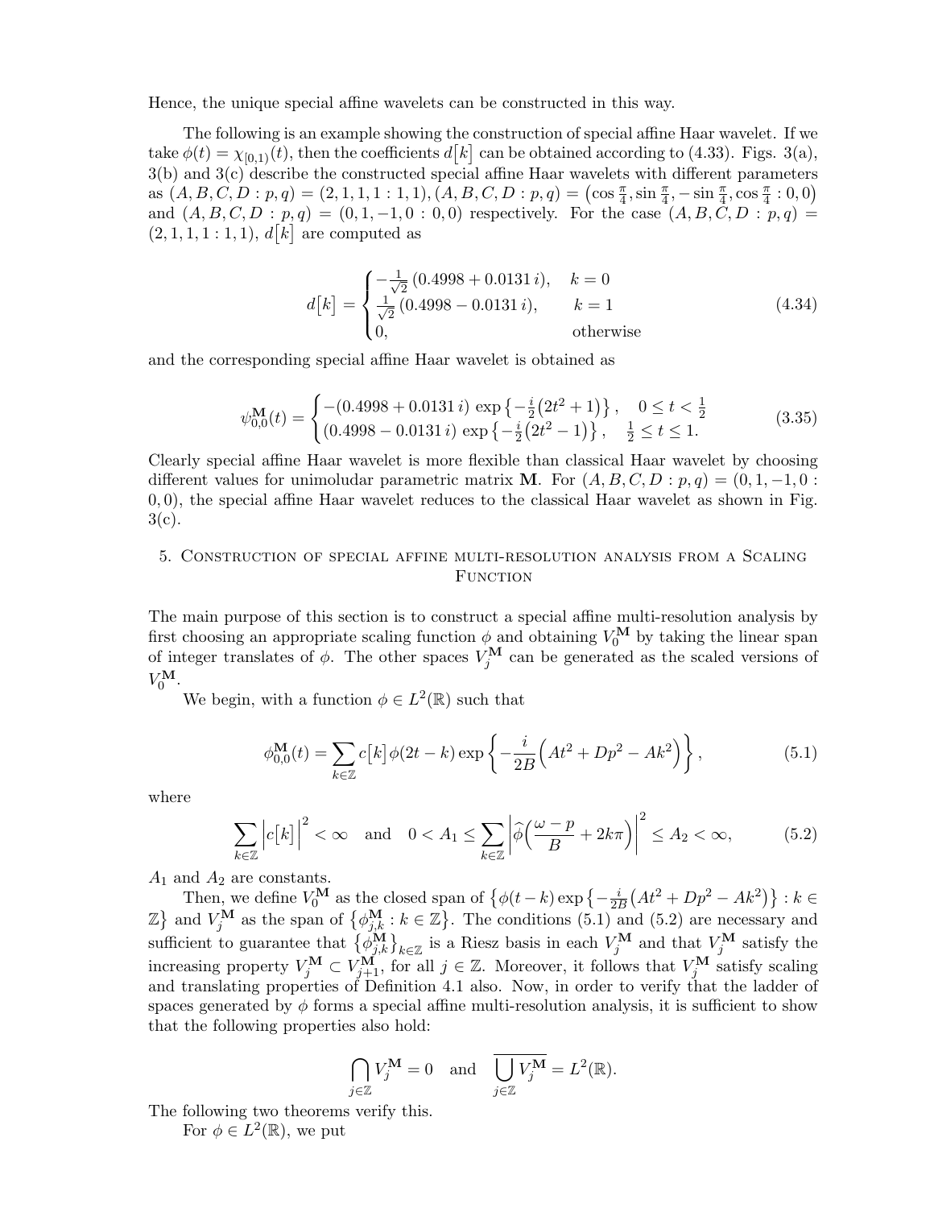Hence, the unique special affine wavelets can be constructed in this way.

The following is an example showing the construction of special affine Haar wavelet. If we take $\phi(t) = \chi_{[0,1)}(t)$, then the coefficients $d\big[k\big]$ can be obtained according to (4.33). Figs. 3(a), 3(b) and 3(c) describe the constructed special affine Haar wavelets with different parameters as $(A, B, C, D : p, q) = (2, 1, 1, 1 : 1, 1)$, $(A, B, C, D : p, q) = \big(\cos\frac{\pi}{4}, \sin\frac{\pi}{4}, -\sin\frac{\pi}{4}, \cos\frac{\pi}{4} : 0, 0\big)$ and $(A, B, C, D : p, q) = (0, 1, -1, 0 : 0, 0)$ respectively. For the case $(A, B, C, D : p, q) = (2, 1, 1, 1 : 1, 1)$, $d\big[k\big]$ are computed as

$$d\big[k\big] = \begin{cases} -\frac{1}{\sqrt{2}}\,(0.4998 + 0.0131\, i), & k = 0 \\ \frac{1}{\sqrt{2}}\,(0.4998 - 0.0131\, i), & k = 1 \\ 0, & \text{otherwise} \end{cases} \tag{4.34}$$

and the corresponding special affine Haar wavelet is obtained as

$$\psi^{\mathbf{M}}_{0,0}(t) = \begin{cases} -(0.4998 + 0.0131\, i)\, \exp\big\{-\frac{i}{2}\big(2t^2 + 1\big)\big\}, & 0 \le t < \frac{1}{2} \\ (0.4998 - 0.0131\, i)\, \exp\big\{-\frac{i}{2}\big(2t^2 - 1\big)\big\}, & \frac{1}{2} \le t \le 1. \end{cases} \tag{3.35}$$

Clearly special affine Haar wavelet is more flexible than classical Haar wavelet by choosing different values for unimoludar parametric matrix $\mathbf{M}$. For $(A, B, C, D : p, q) = (0, 1, -1, 0 : 0, 0)$, the special affine Haar wavelet reduces to the classical Haar wavelet as shown in Fig. 3(c).

## 5. Construction of special affine multi-resolution analysis from a Scaling Function

The main purpose of this section is to construct a special affine multi-resolution analysis by first choosing an appropriate scaling function $\phi$ and obtaining $V^{\mathbf{M}}_0$ by taking the linear span of integer translates of $\phi$. The other spaces $V^{\mathbf{M}}_j$ can be generated as the scaled versions of $V^{\mathbf{M}}_0$.

We begin, with a function $\phi \in L^2(\mathbb{R})$ such that

$$\phi^{\mathbf{M}}_{0,0}(t) = \sum_{k\in\mathbb{Z}} c\big[k\big]\, \phi(2t - k) \exp\left\{-\frac{i}{2B}\Big(At^2 + Dp^2 - Ak^2\Big)\right\}, \tag{5.1}$$

where

$$\sum_{k\in\mathbb{Z}} \Big|c\big[k\big]\Big|^2 < \infty \quad \text{and} \quad 0 < A_1 \le \sum_{k\in\mathbb{Z}} \left|\widehat{\phi}\Big(\frac{\omega - p}{B} + 2k\pi\Big)\right|^2 \le A_2 < \infty, \tag{5.2}$$

$A_1$ and $A_2$ are constants.

Then, we define $V^{\mathbf{M}}_0$ as the closed span of $\big\{\phi(t-k)\exp\big\{-\frac{i}{2B}\big(At^2 + Dp^2 - Ak^2\big)\big\} : k \in \mathbb{Z}\big\}$ and $V^{\mathbf{M}}_j$ as the span of $\big\{\phi^{\mathbf{M}}_{j,k} : k \in \mathbb{Z}\big\}$. The conditions (5.1) and (5.2) are necessary and sufficient to guarantee that $\big\{\phi^{\mathbf{M}}_{j,k}\big\}_{k\in\mathbb{Z}}$ is a Riesz basis in each $V^{\mathbf{M}}_j$ and that $V^{\mathbf{M}}_j$ satisfy the increasing property $V^{\mathbf{M}}_j \subset V^{\mathbf{M}}_{j+1}$, for all $j \in \mathbb{Z}$. Moreover, it follows that $V^{\mathbf{M}}_j$ satisfy scaling and translating properties of Definition 4.1 also. Now, in order to verify that the ladder of spaces generated by $\phi$ forms a special affine multi-resolution analysis, it is sufficient to show that the following properties also hold:

$$\bigcap_{j\in\mathbb{Z}} V^{\mathbf{M}}_j = 0 \quad \text{and} \quad \overline{\bigcup_{j\in\mathbb{Z}} V^{\mathbf{M}}_j} = L^2(\mathbb{R}).$$

The following two theorems verify this.

For $\phi \in L^2(\mathbb{R})$, we put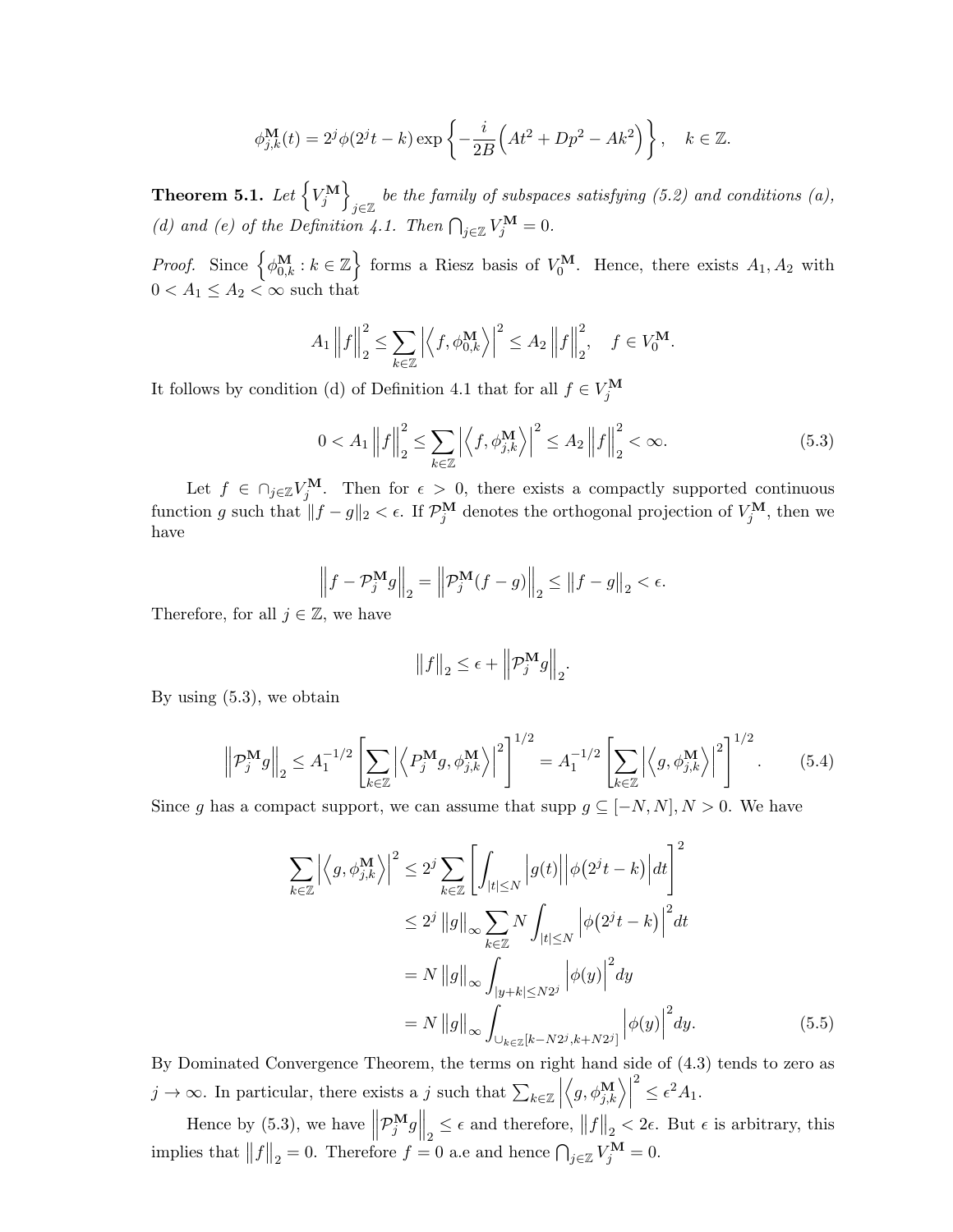$$\phi_{j,k}^{\mathbf{M}}(t) = 2^j \phi(2^j t - k) \exp\left\{ -\frac{i}{2B}\Big( At^2 + Dp^2 - Ak^2 \Big) \right\}, \quad k \in \mathbb{Z}.$$

**Theorem 5.1.** *Let $\left\{ V_j^{\mathbf{M}} \right\}_{j\in\mathbb{Z}}$ be the family of subspaces satisfying (5.2) and conditions (a), (d) and (e) of the Definition 4.1. Then $\bigcap_{j\in\mathbb{Z}} V_j^{\mathbf{M}} = 0$.*

*Proof.* Since $\left\{ \phi_{0,k}^{\mathbf{M}} : k \in \mathbb{Z} \right\}$ forms a Riesz basis of $V_0^{\mathbf{M}}$. Hence, there exists $A_1, A_2$ with $0 < A_1 \le A_2 < \infty$ such that

$$A_1 \Big\| f \Big\|_2^2 \le \sum_{k\in\mathbb{Z}} \Big| \Big\langle f, \phi_{0,k}^{\mathbf{M}} \Big\rangle \Big|^2 \le A_2 \Big\| f \Big\|_2^2, \quad f \in V_0^{\mathbf{M}}.$$

It follows by condition (d) of Definition 4.1 that for all $f \in V_j^{\mathbf{M}}$

$$0 < A_1 \Big\| f \Big\|_2^2 \le \sum_{k\in\mathbb{Z}} \Big| \Big\langle f, \phi_{j,k}^{\mathbf{M}} \Big\rangle \Big|^2 \le A_2 \Big\| f \Big\|_2^2 < \infty. \tag{5.3}$$

Let $f \in \cap_{j\in\mathbb{Z}} V_j^{\mathbf{M}}$. Then for $\epsilon > 0$, there exists a compactly supported continuous function $g$ such that $\|f - g\|_2 < \epsilon$. If $\mathcal{P}_j^{\mathbf{M}}$ denotes the orthogonal projection of $V_j^{\mathbf{M}}$, then we have

$$\Big\| f - \mathcal{P}_j^{\mathbf{M}} g \Big\|_2 = \Big\| \mathcal{P}_j^{\mathbf{M}} (f - g) \Big\|_2 \le \big\| f - g \big\|_2 < \epsilon.$$

Therefore, for all $j \in \mathbb{Z}$, we have

$$\big\| f \big\|_2 \le \epsilon + \Big\| \mathcal{P}_j^{\mathbf{M}} g \Big\|_2.$$

By using (5.3), we obtain

$$\Big\| \mathcal{P}_j^{\mathbf{M}} g \Big\|_2 \le A_1^{-1/2} \left[ \sum_{k\in\mathbb{Z}} \Big| \Big\langle P_j^{\mathbf{M}} g, \phi_{j,k}^{\mathbf{M}} \Big\rangle \Big|^2 \right]^{1/2} = A_1^{-1/2} \left[ \sum_{k\in\mathbb{Z}} \Big| \Big\langle g, \phi_{j,k}^{\mathbf{M}} \Big\rangle \Big|^2 \right]^{1/2}. \tag{5.4}$$

Since $g$ has a compact support, we can assume that supp $g \subseteq [-N, N], N > 0$. We have

$$\begin{aligned}
\sum_{k\in\mathbb{Z}} \Big| \Big\langle g, \phi_{j,k}^{\mathbf{M}} \Big\rangle \Big|^2 &\le 2^j \sum_{k\in\mathbb{Z}} \left[ \int_{|t|\le N} \Big| g(t) \Big| \Big| \phi\big(2^j t - k\big) \Big| dt \right]^2 \\
&\le 2^j \, \big\| g \big\|_\infty \sum_{k\in\mathbb{Z}} N \int_{|t|\le N} \Big| \phi\big(2^j t - k\big) \Big|^2 dt \\
&= N \, \big\| g \big\|_\infty \int_{|y+k|\le N2^j} \Big| \phi(y) \Big|^2 dy \\
&= N \, \big\| g \big\|_\infty \int_{\cup_{k\in\mathbb{Z}}[k-N2^j, k+N2^j]} \Big| \phi(y) \Big|^2 dy.
\end{aligned} \tag{5.5}$$

By Dominated Convergence Theorem, the terms on right hand side of (4.3) tends to zero as $j \to \infty$. In particular, there exists a $j$ such that $\sum_{k\in\mathbb{Z}} \Big| \Big\langle g, \phi_{j,k}^{\mathbf{M}} \Big\rangle \Big|^2 \le \epsilon^2 A_1$.

Hence by (5.3), we have $\Big\| \mathcal{P}_j^{\mathbf{M}} g \Big\|_2 \le \epsilon$ and therefore, $\big\| f \big\|_2 < 2\epsilon$. But $\epsilon$ is arbitrary, this implies that $\big\| f \big\|_2 = 0$. Therefore $f = 0$ a.e and hence $\bigcap_{j\in\mathbb{Z}} V_j^{\mathbf{M}} = 0$.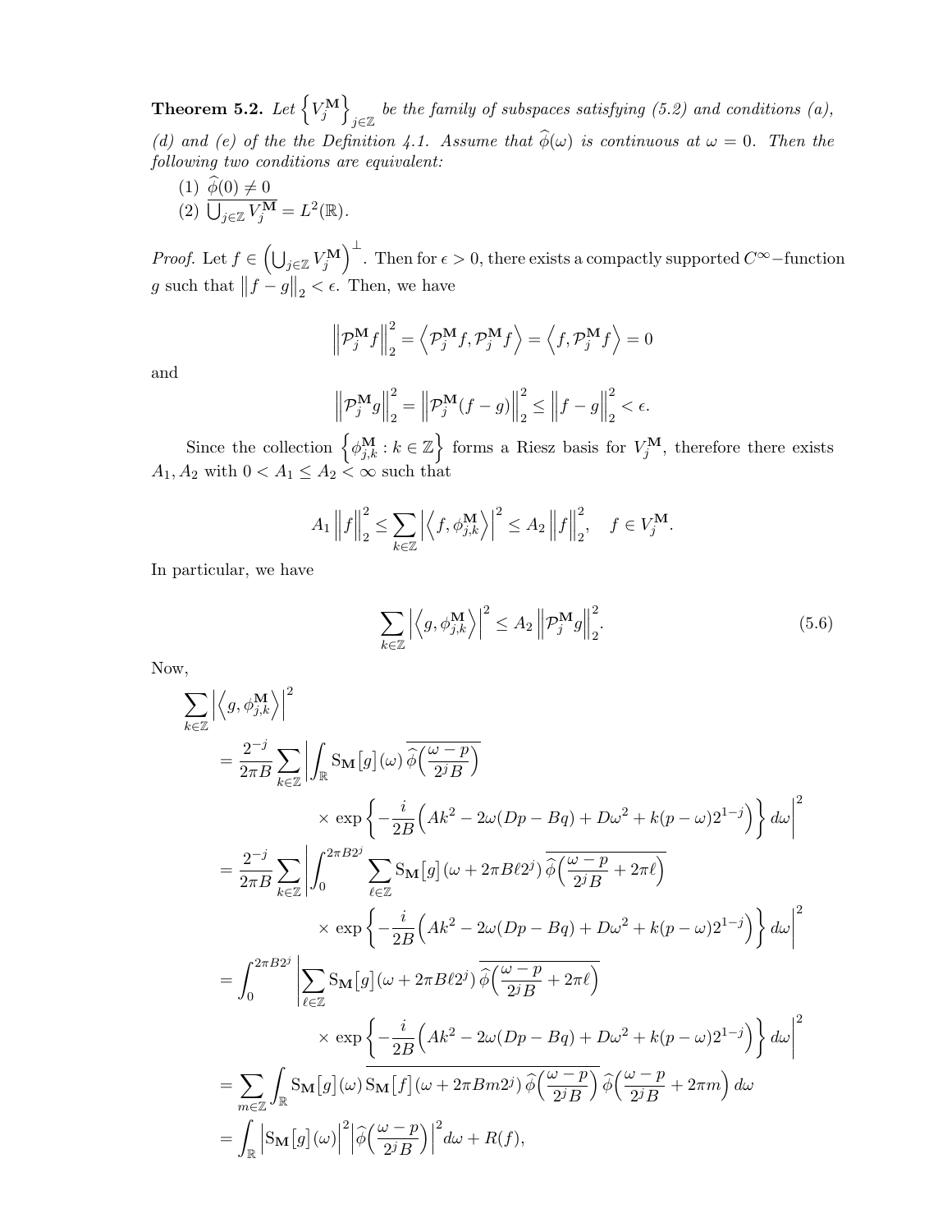**Theorem 5.2.** *Let $\left\{V_j^{\mathbf{M}}\right\}_{j\in\mathbb{Z}}$ be the family of subspaces satisfying (5.2) and conditions (a), (d) and (e) of the the Definition 4.1. Assume that $\widehat{\phi}(\omega)$ is continuous at $\omega = 0$. Then the following two conditions are equivalent:*

1. $\widehat{\phi}(0) \neq 0$
2. $\overline{\bigcup_{j\in\mathbb{Z}} V_j^{\mathbf{M}}} = L^2(\mathbb{R})$.

*Proof.* Let $f \in \left(\bigcup_{j\in\mathbb{Z}} V_j^{\mathbf{M}}\right)^{\perp}$. Then for $\epsilon > 0$, there exists a compactly supported $C^{\infty}-$function $g$ such that $\left\|f - g\right\|_2 < \epsilon$. Then, we have

$$\left\|\mathcal{P}_j^{\mathbf{M}} f\right\|_2^2 = \left\langle \mathcal{P}_j^{\mathbf{M}} f, \mathcal{P}_j^{\mathbf{M}} f\right\rangle = \left\langle f, \mathcal{P}_j^{\mathbf{M}} f\right\rangle = 0$$

and

$$\left\|\mathcal{P}_j^{\mathbf{M}} g\right\|_2^2 = \left\|\mathcal{P}_j^{\mathbf{M}} (f-g)\right\|_2^2 \leq \left\|f - g\right\|_2^2 < \epsilon.$$

Since the collection $\left\{\phi_{j,k}^{\mathbf{M}} : k \in \mathbb{Z}\right\}$ forms a Riesz basis for $V_j^{\mathbf{M}}$, therefore there exists $A_1, A_2$ with $0 < A_1 \leq A_2 < \infty$ such that

$$A_1 \left\|f\right\|_2^2 \leq \sum_{k\in\mathbb{Z}} \left|\left\langle f, \phi_{j,k}^{\mathbf{M}}\right\rangle\right|^2 \leq A_2 \left\|f\right\|_2^2, \quad f \in V_j^{\mathbf{M}}.$$

In particular, we have

$$\sum_{k\in\mathbb{Z}} \left|\left\langle g, \phi_{j,k}^{\mathbf{M}}\right\rangle\right|^2 \leq A_2 \left\|\mathcal{P}_j^{\mathbf{M}} g\right\|_2^2. \tag{5.6}$$

Now,

$$\begin{aligned}
&\sum_{k\in\mathbb{Z}} \left|\left\langle g, \phi_{j,k}^{\mathbf{M}}\right\rangle\right|^2 \\
&= \frac{2^{-j}}{2\pi B} \sum_{k\in\mathbb{Z}} \Bigg| \int_{\mathbb{R}} \mathrm{S}_{\mathbf{M}}\big[g\big](\omega)\, \overline{\widehat{\phi}\Big(\frac{\omega - p}{2^j B}\Big)} \\
&\qquad\qquad \times \exp\left\{-\frac{i}{2B}\Big(Ak^2 - 2\omega(Dp - Bq) + D\omega^2 + k(p-\omega)2^{1-j}\Big)\right\} d\omega \Bigg|^2 \\
&= \frac{2^{-j}}{2\pi B} \sum_{k\in\mathbb{Z}} \Bigg| \int_0^{2\pi B 2^j} \sum_{\ell\in\mathbb{Z}} \mathrm{S}_{\mathbf{M}}\big[g\big](\omega + 2\pi B\ell 2^j)\, \overline{\widehat{\phi}\Big(\frac{\omega - p}{2^j B} + 2\pi\ell\Big)} \\
&\qquad\qquad \times \exp\left\{-\frac{i}{2B}\Big(Ak^2 - 2\omega(Dp - Bq) + D\omega^2 + k(p-\omega)2^{1-j}\Big)\right\} d\omega \Bigg|^2 \\
&= \int_0^{2\pi B 2^j} \Bigg| \sum_{\ell\in\mathbb{Z}} \mathrm{S}_{\mathbf{M}}\big[g\big](\omega + 2\pi B\ell 2^j)\, \overline{\widehat{\phi}\Big(\frac{\omega - p}{2^j B} + 2\pi\ell\Big)} \\
&\qquad\qquad \times \exp\left\{-\frac{i}{2B}\Big(Ak^2 - 2\omega(Dp - Bq) + D\omega^2 + k(p-\omega)2^{1-j}\Big)\right\} d\omega \Bigg|^2 \\
&= \sum_{m\in\mathbb{Z}} \int_{\mathbb{R}} \mathrm{S}_{\mathbf{M}}\big[g\big](\omega)\, \overline{\mathrm{S}_{\mathbf{M}}\big[f\big](\omega + 2\pi Bm2^j)\, \widehat{\phi}\Big(\frac{\omega - p}{2^j B}\Big)}\, \widehat{\phi}\Big(\frac{\omega - p}{2^j B} + 2\pi m\Big)\, d\omega \\
&= \int_{\mathbb{R}} \left|\mathrm{S}_{\mathbf{M}}\big[g\big](\omega)\right|^2 \left|\widehat{\phi}\Big(\frac{\omega - p}{2^j B}\Big)\right|^2 d\omega + R(f),
\end{aligned}$$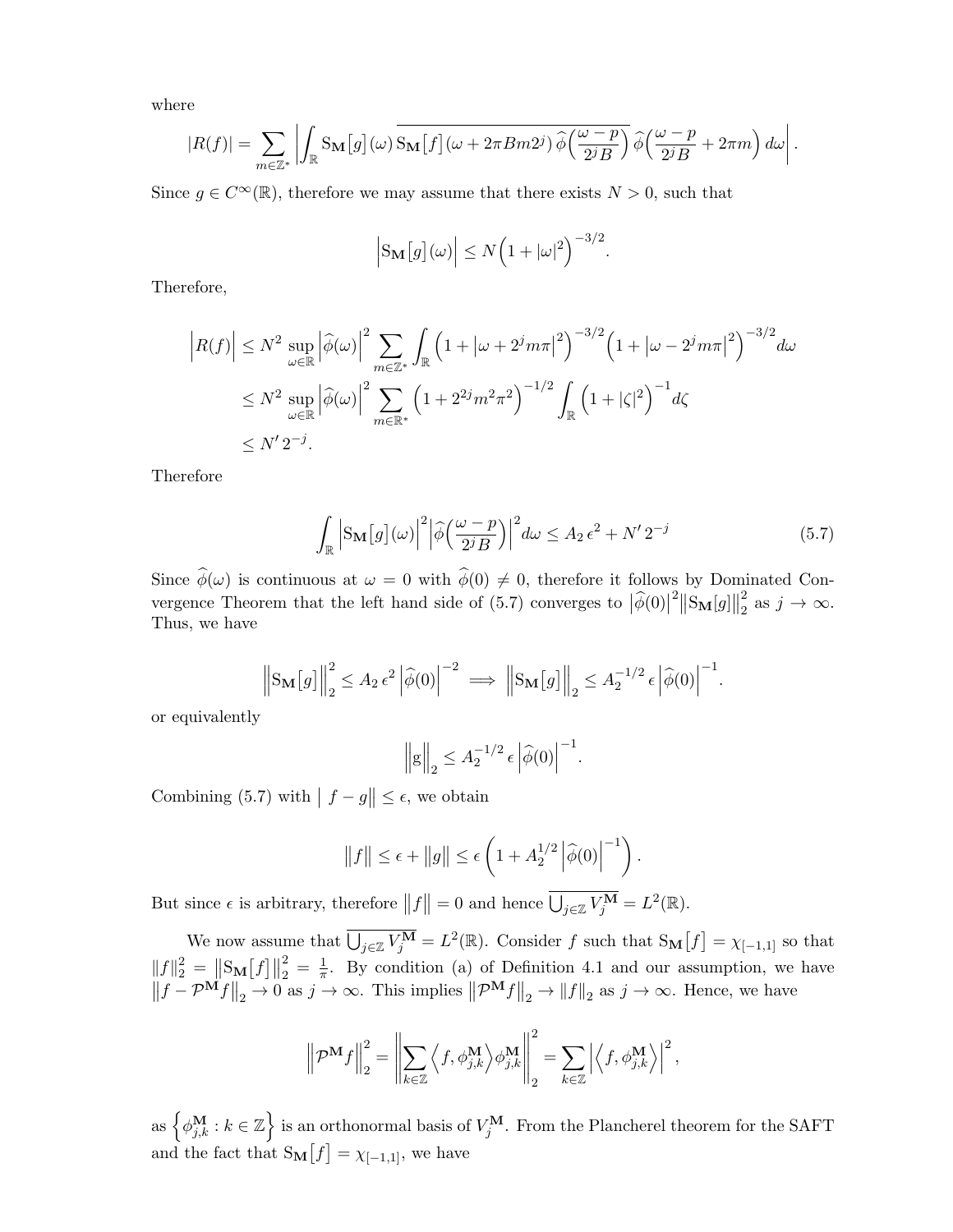where

$$
|R(f)| = \sum_{m\in\mathbb{Z}^*} \left| \int_{\mathbb{R}} \mathrm{S}_{\mathbf{M}}\big[g\big](\omega)\, \overline{\mathrm{S}_{\mathbf{M}}\big[f\big](\omega + 2\pi B m 2^j)\, \widehat{\phi}\Big(\frac{\omega-p}{2^j B}\Big)}\, \widehat{\phi}\Big(\frac{\omega-p}{2^j B} + 2\pi m\Big)\, d\omega \right|.
$$

Since $g \in C^\infty(\mathbb{R})$, therefore we may assume that there exists $N > 0$, such that

$$
\Big|\mathrm{S}_{\mathbf{M}}\big[g\big](\omega)\Big| \leq N \Big(1 + |\omega|^2\Big)^{-3/2}.
$$

Therefore,

$$
\begin{aligned}
\Big|R(f)\Big| &\leq N^2 \sup_{\omega\in\mathbb{R}} \Big|\widehat{\phi}(\omega)\Big|^2 \sum_{m\in\mathbb{Z}^*} \int_{\mathbb{R}} \Big(1 + \big|\omega + 2^j m\pi\big|^2\Big)^{-3/2} \Big(1 + \big|\omega - 2^j m\pi\big|^2\Big)^{-3/2} d\omega \\
&\leq N^2 \sup_{\omega\in\mathbb{R}} \Big|\widehat{\phi}(\omega)\Big|^2 \sum_{m\in\mathbb{R}^*} \Big(1 + 2^{2j} m^2 \pi^2\Big)^{-1/2} \int_{\mathbb{R}} \Big(1 + |\zeta|^2\Big)^{-1} d\zeta \\
&\leq N'\, 2^{-j}.
\end{aligned}
$$

Therefore

$$
\int_{\mathbb{R}} \Big|\mathrm{S}_{\mathbf{M}}\big[g\big](\omega)\Big|^2 \Big|\widehat{\phi}\Big(\frac{\omega-p}{2^j B}\Big)\Big|^2 d\omega \leq A_2\, \epsilon^2 + N'\, 2^{-j} \tag{5.7}
$$

Since $\widehat{\phi}(\omega)$ is continuous at $\omega = 0$ with $\widehat{\phi}(0) \neq 0$, therefore it follows by Dominated Convergence Theorem that the left hand side of (5.7) converges to $\big|\widehat{\phi}(0)\big|^2 \big\|\mathrm{S}_{\mathbf{M}}[g]\big\|_2^2$ as $j \to \infty$. Thus, we have

$$
\Big\|\mathrm{S}_{\mathbf{M}}\big[g\big]\Big\|_2^2 \leq A_2\, \epsilon^2 \Big|\widehat{\phi}(0)\Big|^{-2} \implies \Big\|\mathrm{S}_{\mathbf{M}}\big[g\big]\Big\|_2 \leq A_2^{-1/2}\, \epsilon \Big|\widehat{\phi}(0)\Big|^{-1}.
$$

or equivalently

$$
\Big\|\mathrm{g}\Big\|_2 \leq A_2^{-1/2}\, \epsilon \Big|\widehat{\phi}(0)\Big|^{-1}.
$$

Combining (5.7) with $\big|\ f - g\big\| \leq \epsilon$, we obtain

$$
\big\|f\big\| \leq \epsilon + \big\|g\big\| \leq \epsilon \left(1 + A_2^{1/2} \Big|\widehat{\phi}(0)\Big|^{-1}\right).
$$

But since $\epsilon$ is arbitrary, therefore $\big\|f\big\| = 0$ and hence $\overline{\bigcup_{j\in\mathbb{Z}} V_j^{\mathbf{M}}} = L^2(\mathbb{R})$.

We now assume that $\overline{\bigcup_{j\in\mathbb{Z}} V_j^{\mathbf{M}}} = L^2(\mathbb{R})$. Consider $f$ such that $\mathrm{S}_{\mathbf{M}}\big[f\big] = \chi_{[-1,1]}$ so that $\|f\|_2^2 = \big\|\mathrm{S}_{\mathbf{M}}\big[f\big]\big\|_2^2 = \frac{1}{\pi}$. By condition (a) of Definition 4.1 and our assumption, we have $\big\|f - \mathcal{P}^{\mathbf{M}} f\big\|_2 \to 0$ as $j \to \infty$. This implies $\big\|\mathcal{P}^{\mathbf{M}} f\big\|_2 \to \|f\|_2$ as $j \to \infty$. Hence, we have

$$
\Big\|\mathcal{P}^{\mathbf{M}} f\Big\|_2^2 = \left\|\sum_{k\in\mathbb{Z}} \Big\langle f, \phi_{j,k}^{\mathbf{M}} \Big\rangle \phi_{j,k}^{\mathbf{M}}\right\|_2^2 = \sum_{k\in\mathbb{Z}} \Big|\Big\langle f, \phi_{j,k}^{\mathbf{M}} \Big\rangle\Big|^2,
$$

as $\Big\{\phi_{j,k}^{\mathbf{M}} : k \in \mathbb{Z}\Big\}$ is an orthonormal basis of $V_j^{\mathbf{M}}$. From the Plancherel theorem for the SAFT and the fact that $\mathrm{S}_{\mathbf{M}}\big[f\big] = \chi_{[-1,1]}$, we have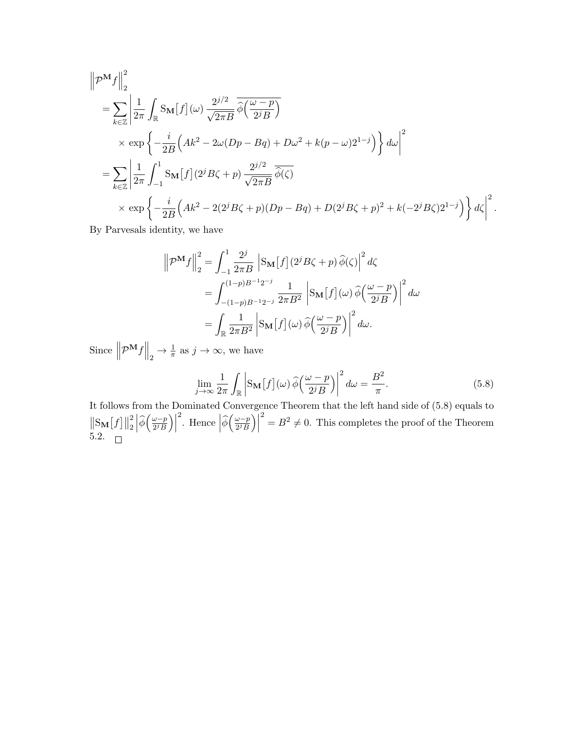$$
\begin{aligned}
&\left\|\mathcal{P}^{\mathbf{M}} f\right\|_2^2 \\
&= \sum_{k\in\mathbb{Z}} \left| \frac{1}{2\pi} \int_{\mathbb{R}} \mathrm{S}_{\mathbf{M}}\big[f\big](\omega)\, \frac{2^{j/2}}{\sqrt{2\pi B}}\, \overline{\widehat{\phi}\Big(\frac{\omega-p}{2^j B}\Big)} \right. \\
&\qquad \left. \times\, \exp\left\{ -\frac{i}{2B}\Big( Ak^2 - 2\omega(Dp-Bq) + D\omega^2 + k(p-\omega)2^{1-j}\Big)\right\} d\omega \right|^2 \\
&= \sum_{k\in\mathbb{Z}} \left| \frac{1}{2\pi} \int_{-1}^{1} \mathrm{S}_{\mathbf{M}}\big[f\big](2^j B\zeta + p)\, \frac{2^{j/2}}{\sqrt{2\pi B}}\, \overline{\widehat{\phi}(\zeta)} \right. \\
&\qquad \left. \times\, \exp\left\{ -\frac{i}{2B}\Big( Ak^2 - 2(2^jB\zeta+p)(Dp-Bq) + D(2^jB\zeta+p)^2 + k(-2^jB\zeta)2^{1-j}\Big)\right\} d\zeta \right|^2.
\end{aligned}
$$

By Parvesals identity, we have

$$
\begin{aligned}
\left\|\mathcal{P}^{\mathbf{M}} f\right\|_2^2 &= \int_{-1}^{1} \frac{2^j}{2\pi B}\, \left|\mathrm{S}_{\mathbf{M}}\big[f\big](2^jB\zeta+p)\,\widehat{\phi}(\zeta)\right|^2 d\zeta \\
&= \int_{-(1-p)B^{-1}2^{-j}}^{(1-p)B^{-1}2^{-j}} \frac{1}{2\pi B^2}\, \left|\mathrm{S}_{\mathbf{M}}\big[f\big](\omega)\,\widehat{\phi}\Big(\frac{\omega-p}{2^jB}\Big)\right|^2 d\omega \\
&= \int_{\mathbb{R}} \frac{1}{2\pi B^2} \left|\mathrm{S}_{\mathbf{M}}\big[f\big](\omega)\,\widehat{\phi}\Big(\frac{\omega-p}{2^jB}\Big)\right|^2 d\omega.
\end{aligned}
$$

Since $\left\|\mathcal{P}^{\mathbf{M}} f\right\|_2 \to \frac{1}{\pi}$ as $j\to\infty$, we have

$$
\lim_{j\to\infty} \frac{1}{2\pi}\int_{\mathbb{R}} \left|\mathrm{S}_{\mathbf{M}}\big[f\big](\omega)\,\widehat{\phi}\Big(\frac{\omega-p}{2^jB}\Big)\right|^2 d\omega = \frac{B^2}{\pi}. \tag{5.8}
$$

It follows from the Dominated Convergence Theorem that the left hand side of (5.8) equals to $\left\|\mathrm{S}_{\mathbf{M}}\big[f\big]\right\|_2^2 \left|\widehat{\phi}\Big(\frac{\omega-p}{2^jB}\Big)\right|^2$. Hence $\left|\widehat{\phi}\Big(\frac{\omega-p}{2^jB}\Big)\right|^2 = B^2 \neq 0$. This completes the proof of the Theorem 5.2. $\square$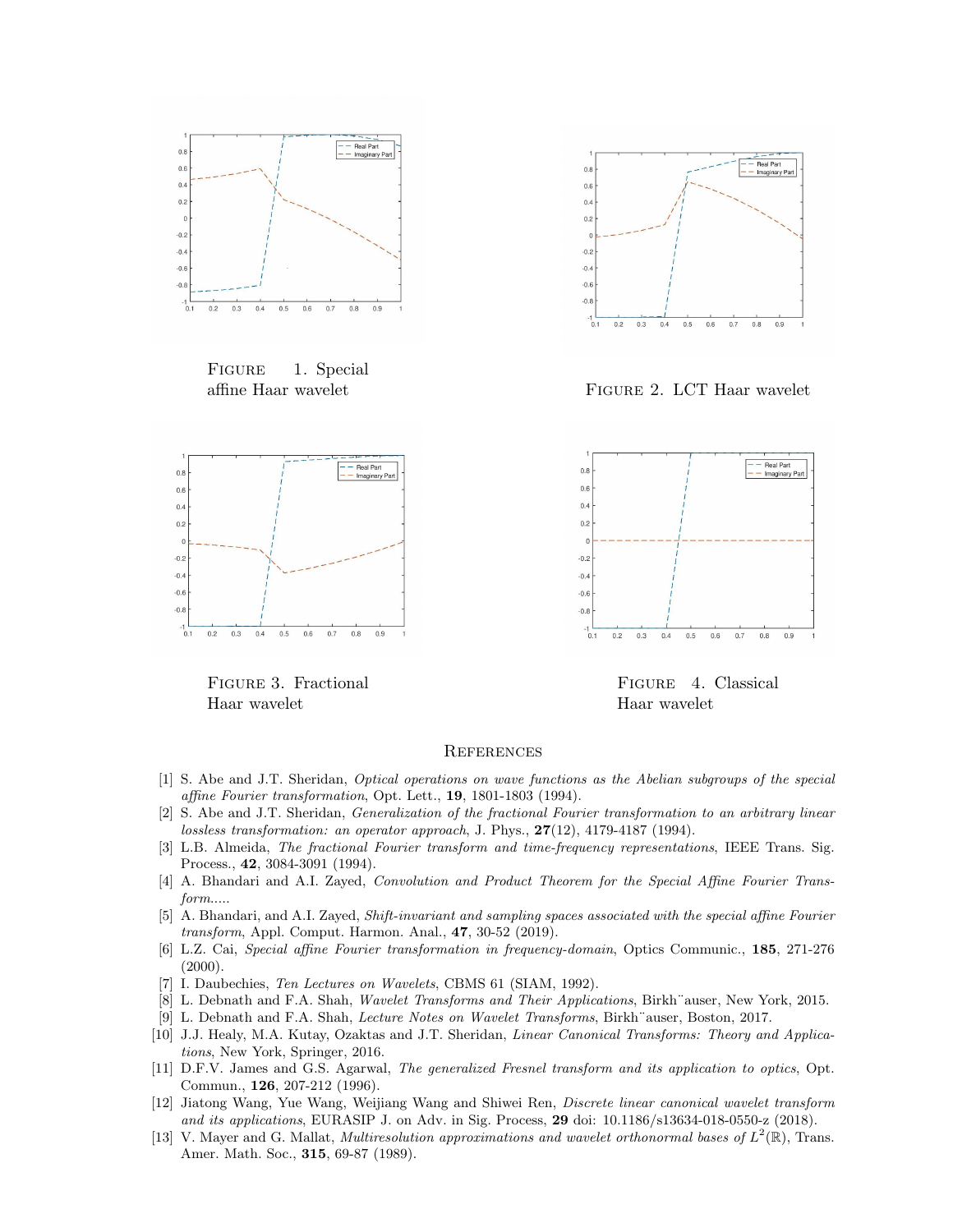FIGURE 1. Special affine Haar wavelet

FIGURE 2. LCT Haar wavelet

FIGURE 3. Fractional Haar wavelet

FIGURE 4. Classical Haar wavelet

## REFERENCES

[1] S. Abe and J.T. Sheridan, *Optical operations on wave functions as the Abelian subgroups of the special affine Fourier transformation*, Opt. Lett., **19**, 1801-1803 (1994).

[2] S. Abe and J.T. Sheridan, *Generalization of the fractional Fourier transformation to an arbitrary linear lossless transformation: an operator approach*, J. Phys., **27**(12), 4179-4187 (1994).

[3] L.B. Almeida, *The fractional Fourier transform and time-frequency representations*, IEEE Trans. Sig. Process., **42**, 3084-3091 (1994).

[4] A. Bhandari and A.I. Zayed, *Convolution and Product Theorem for the Special Affine Fourier Transform.....*

[5] A. Bhandari, and A.I. Zayed, *Shift-invariant and sampling spaces associated with the special affine Fourier transform*, Appl. Comput. Harmon. Anal., **47**, 30-52 (2019).

[6] L.Z. Cai, *Special affine Fourier transformation in frequency-domain*, Optics Communic., **185**, 271-276 (2000).

[7] I. Daubechies, *Ten Lectures on Wavelets*, CBMS 61 (SIAM, 1992).

[8] L. Debnath and F.A. Shah, *Wavelet Transforms and Their Applications*, Birkh¨auser, New York, 2015.

[9] L. Debnath and F.A. Shah, *Lecture Notes on Wavelet Transforms*, Birkh¨auser, Boston, 2017.

[10] J.J. Healy, M.A. Kutay, Ozaktas and J.T. Sheridan, *Linear Canonical Transforms: Theory and Applications*, New York, Springer, 2016.

[11] D.F.V. James and G.S. Agarwal, *The generalized Fresnel transform and its application to optics*, Opt. Commun., **126**, 207-212 (1996).

[12] Jiatong Wang, Yue Wang, Weijiang Wang and Shiwei Ren, *Discrete linear canonical wavelet transform and its applications*, EURASIP J. on Adv. in Sig. Process, **29** doi: 10.1186/s13634-018-0550-z (2018).

[13] V. Mayer and G. Mallat, *Multiresolution approximations and wavelet orthonormal bases of $L^2(\mathbb{R})$*, Trans. Amer. Math. Soc., **315**, 69-87 (1989).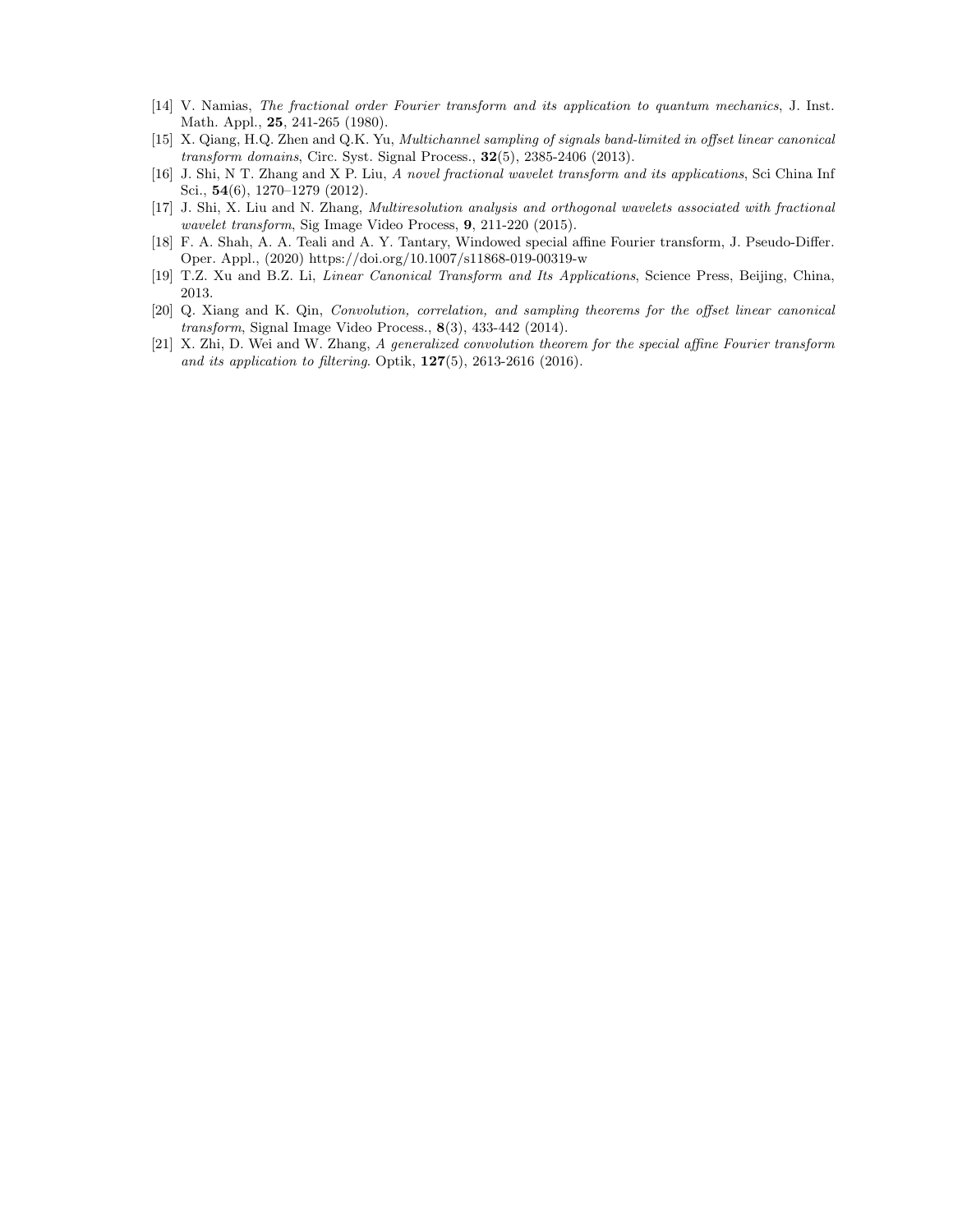[14] V. Namias, *The fractional order Fourier transform and its application to quantum mechanics*, J. Inst. Math. Appl., **25**, 241-265 (1980).

[15] X. Qiang, H.Q. Zhen and Q.K. Yu, *Multichannel sampling of signals band-limited in offset linear canonical transform domains*, Circ. Syst. Signal Process., **32**(5), 2385-2406 (2013).

[16] J. Shi, N T. Zhang and X P. Liu, *A novel fractional wavelet transform and its applications*, Sci China Inf Sci., **54**(6), 1270–1279 (2012).

[17] J. Shi, X. Liu and N. Zhang, *Multiresolution analysis and orthogonal wavelets associated with fractional wavelet transform*, Sig Image Video Process, **9**, 211-220 (2015).

[18] F. A. Shah, A. A. Teali and A. Y. Tantary, Windowed special affine Fourier transform, J. Pseudo-Differ. Oper. Appl., (2020) https://doi.org/10.1007/s11868-019-00319-w

[19] T.Z. Xu and B.Z. Li, *Linear Canonical Transform and Its Applications*, Science Press, Beijing, China, 2013.

[20] Q. Xiang and K. Qin, *Convolution, correlation, and sampling theorems for the offset linear canonical transform*, Signal Image Video Process., **8**(3), 433-442 (2014).

[21] X. Zhi, D. Wei and W. Zhang, *A generalized convolution theorem for the special affine Fourier transform and its application to filtering*. Optik, **127**(5), 2613-2616 (2016).